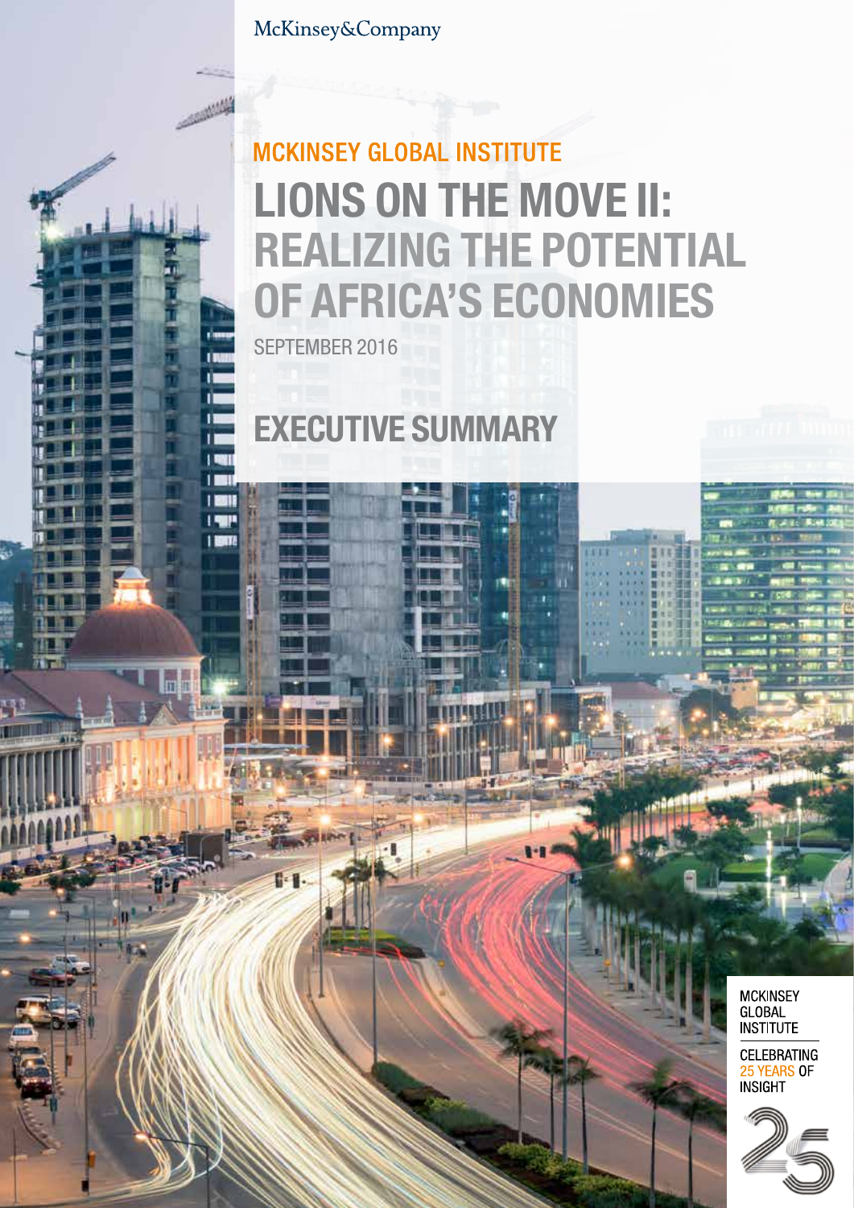McKinsey&Company

MCKINSEY GLOBAL INSTITUTE

# LIONS ON THE MOVE II: REALIZING THE POTENTIAL OF AFRICA'S ECONOMIES

SEPTEMBER 2016

## EXECUTIVE SUMMARY

MCKINSEY GLOBAL INSTITUTE

CELEBRATING 25 YEARS OF INSIGHT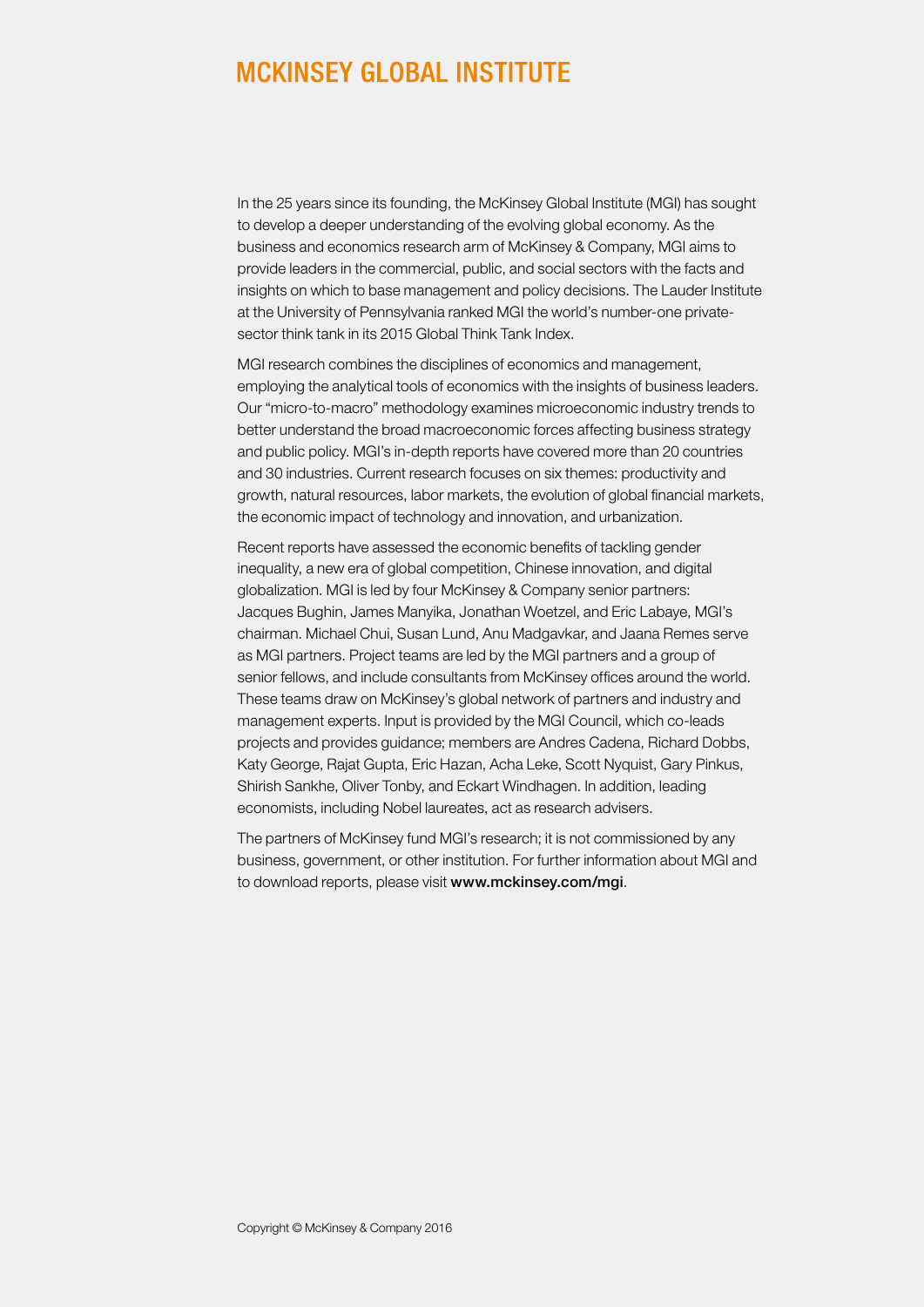# MCKINSEY GLOBAL INSTITUTE

In the 25 years since its founding, the McKinsey Global Institute (MGI) has sought to develop a deeper understanding of the evolving global economy. As the business and economics research arm of McKinsey & Company, MGI aims to provide leaders in the commercial, public, and social sectors with the facts and insights on which to base management and policy decisions. The Lauder Institute at the University of Pennsylvania ranked MGI the world's number-one private-sector think tank in its 2015 Global Think Tank Index.

MGI research combines the disciplines of economics and management, employing the analytical tools of economics with the insights of business leaders. Our "micro-to-macro" methodology examines microeconomic industry trends to better understand the broad macroeconomic forces affecting business strategy and public policy. MGI's in-depth reports have covered more than 20 countries and 30 industries. Current research focuses on six themes: productivity and growth, natural resources, labor markets, the evolution of global financial markets, the economic impact of technology and innovation, and urbanization.

Recent reports have assessed the economic benefits of tackling gender inequality, a new era of global competition, Chinese innovation, and digital globalization. MGI is led by four McKinsey & Company senior partners: Jacques Bughin, James Manyika, Jonathan Woetzel, and Eric Labaye, MGI's chairman. Michael Chui, Susan Lund, Anu Madgavkar, and Jaana Remes serve as MGI partners. Project teams are led by the MGI partners and a group of senior fellows, and include consultants from McKinsey offices around the world. These teams draw on McKinsey's global network of partners and industry and management experts. Input is provided by the MGI Council, which co-leads projects and provides guidance; members are Andres Cadena, Richard Dobbs, Katy George, Rajat Gupta, Eric Hazan, Acha Leke, Scott Nyquist, Gary Pinkus, Shirish Sankhe, Oliver Tonby, and Eckart Windhagen. In addition, leading economists, including Nobel laureates, act as research advisers.

The partners of McKinsey fund MGI's research; it is not commissioned by any business, government, or other institution. For further information about MGI and to download reports, please visit **www.mckinsey.com/mgi**.

Copyright © McKinsey & Company 2016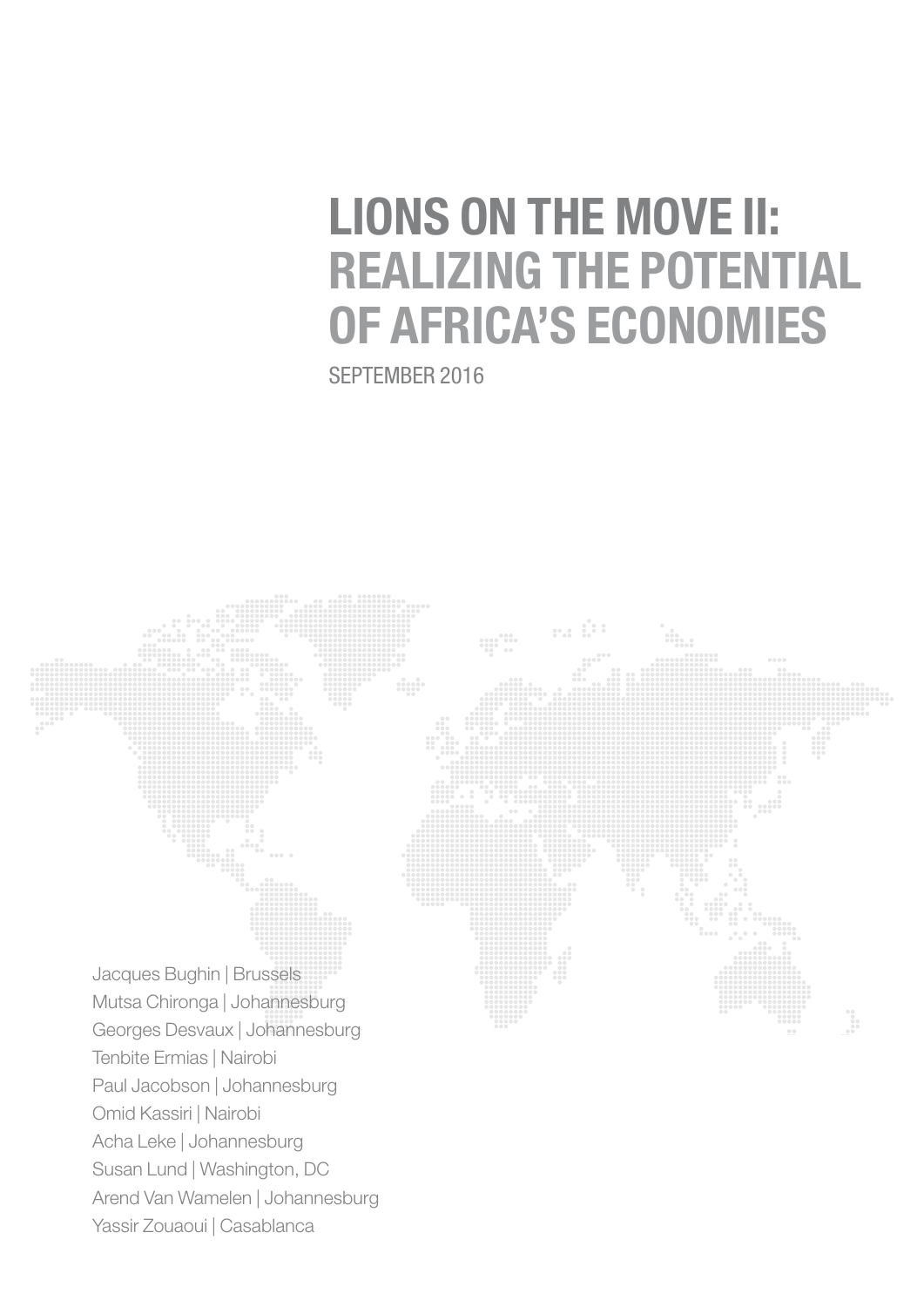# LIONS ON THE MOVE II: REALIZING THE POTENTIAL OF AFRICA'S ECONOMIES

SEPTEMBER 2016

Jacques Bughin | Brussels
Mutsa Chironga | Johannesburg
Georges Desvaux | Johannesburg
Tenbite Ermias | Nairobi
Paul Jacobson | Johannesburg
Omid Kassiri | Nairobi
Acha Leke | Johannesburg
Susan Lund | Washington, DC
Arend Van Wamelen | Johannesburg
Yassir Zouaoui | Casablanca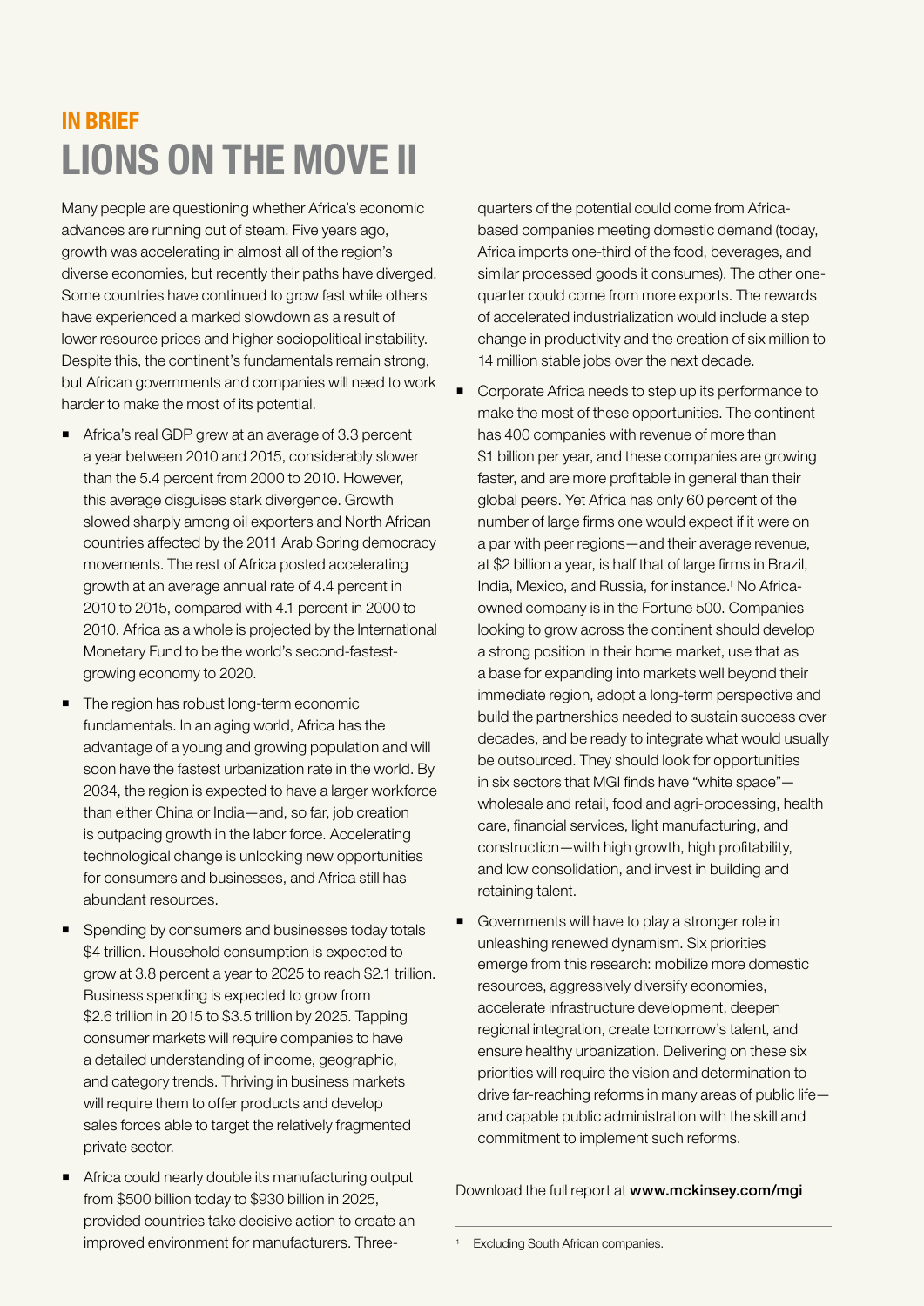## IN BRIEF

# LIONS ON THE MOVE II

Many people are questioning whether Africa's economic advances are running out of steam. Five years ago, growth was accelerating in almost all of the region's diverse economies, but recently their paths have diverged. Some countries have continued to grow fast while others have experienced a marked slowdown as a result of lower resource prices and higher sociopolitical instability. Despite this, the continent's fundamentals remain strong, but African governments and companies will need to work harder to make the most of its potential.

- Africa's real GDP grew at an average of 3.3 percent a year between 2010 and 2015, considerably slower than the 5.4 percent from 2000 to 2010. However, this average disguises stark divergence. Growth slowed sharply among oil exporters and North African countries affected by the 2011 Arab Spring democracy movements. The rest of Africa posted accelerating growth at an average annual rate of 4.4 percent in 2010 to 2015, compared with 4.1 percent in 2000 to 2010. Africa as a whole is projected by the International Monetary Fund to be the world's second-fastest-growing economy to 2020.
- The region has robust long-term economic fundamentals. In an aging world, Africa has the advantage of a young and growing population and will soon have the fastest urbanization rate in the world. By 2034, the region is expected to have a larger workforce than either China or India—and, so far, job creation is outpacing growth in the labor force. Accelerating technological change is unlocking new opportunities for consumers and businesses, and Africa still has abundant resources.
- Spending by consumers and businesses today totals $4 trillion. Household consumption is expected to grow at 3.8 percent a year to 2025 to reach $2.1 trillion. Business spending is expected to grow from $2.6 trillion in 2015 to $3.5 trillion by 2025. Tapping consumer markets will require companies to have a detailed understanding of income, geographic, and category trends. Thriving in business markets will require them to offer products and develop sales forces able to target the relatively fragmented private sector.
- Africa could nearly double its manufacturing output from $500 billion today to $930 billion in 2025, provided countries take decisive action to create an improved environment for manufacturers. Three-quarters of the potential could come from Africa-based companies meeting domestic demand (today, Africa imports one-third of the food, beverages, and similar processed goods it consumes). The other one-quarter could come from more exports. The rewards of accelerated industrialization would include a step change in productivity and the creation of six million to 14 million stable jobs over the next decade.
- Corporate Africa needs to step up its performance to make the most of these opportunities. The continent has 400 companies with revenue of more than $1 billion per year, and these companies are growing faster, and are more profitable in general than their global peers. Yet Africa has only 60 percent of the number of large firms one would expect if it were on a par with peer regions—and their average revenue, at $2 billion a year, is half that of large firms in Brazil, India, Mexico, and Russia, for instance.[1] No Africa-owned company is in the Fortune 500. Companies looking to grow across the continent should develop a strong position in their home market, use that as a base for expanding into markets well beyond their immediate region, adopt a long-term perspective and build the partnerships needed to sustain success over decades, and be ready to integrate what would usually be outsourced. They should look for opportunities in six sectors that MGI finds have "white space"—wholesale and retail, food and agri-processing, health care, financial services, light manufacturing, and construction—with high growth, high profitability, and low consolidation, and invest in building and retaining talent.
- Governments will have to play a stronger role in unleashing renewed dynamism. Six priorities emerge from this research: mobilize more domestic resources, aggressively diversify economies, accelerate infrastructure development, deepen regional integration, create tomorrow's talent, and ensure healthy urbanization. Delivering on these six priorities will require the vision and determination to drive far-reaching reforms in many areas of public life—and capable public administration with the skill and commitment to implement such reforms.

Download the full report at **www.mckinsey.com/mgi**

[1] Excluding South African companies.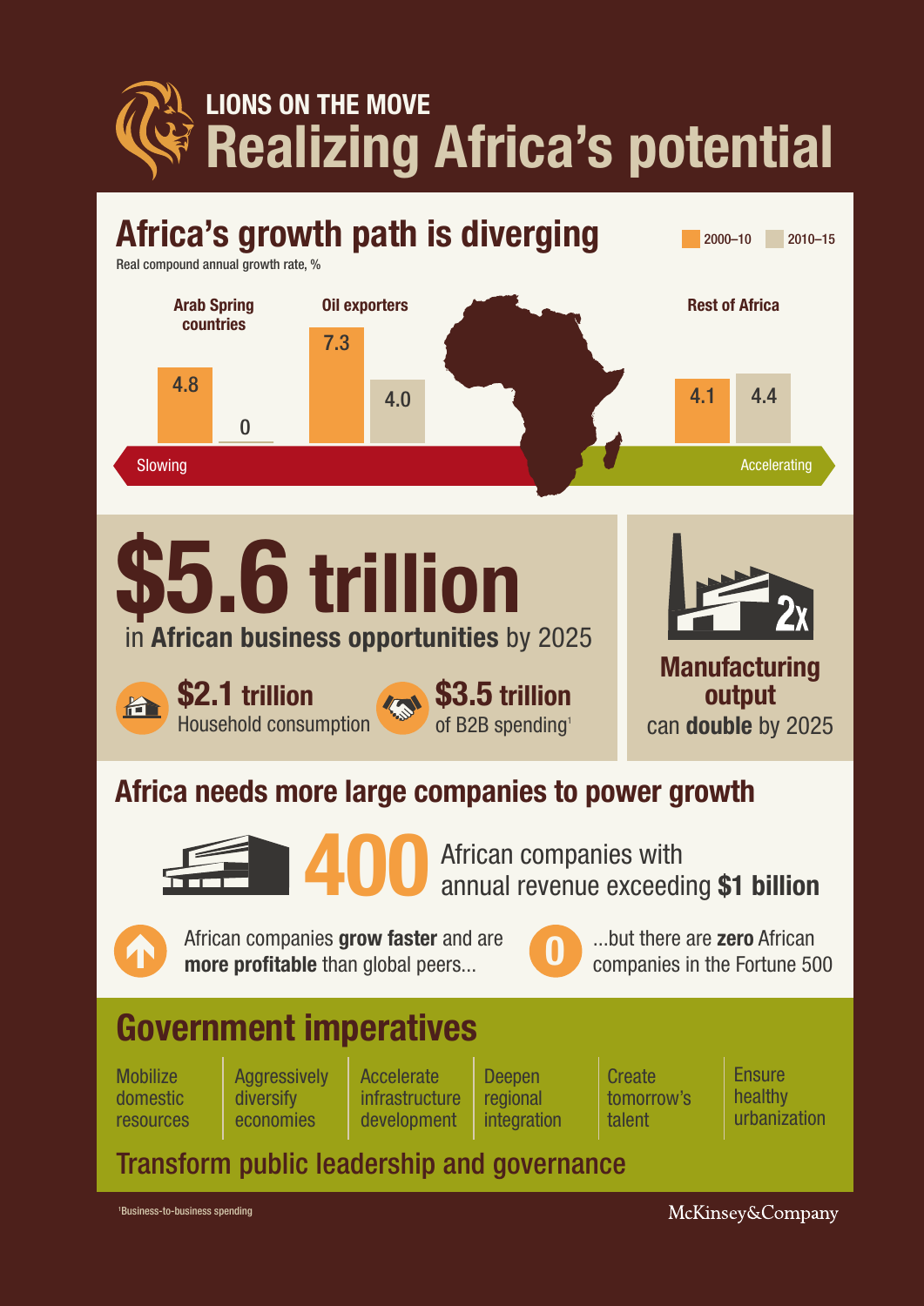# LIONS ON THE MOVE
# Realizing Africa's potential

## Africa's growth path is diverging

Real compound annual growth rate, %

| | 2000–10 | 2010–15 |
|---|---|---|
| Arab Spring countries | 4.8 | 0 |
| Oil exporters | 7.3 | 4.0 |
| Rest of Africa | 4.1 | 4.4 |

Slowing — Accelerating

## $5.6 trillion
in **African business opportunities** by 2025

**$2.1 trillion** Household consumption

**$3.5 trillion** of B2B spending[1]

2x **Manufacturing output** can **double** by 2025

## Africa needs more large companies to power growth

**400** African companies with annual revenue exceeding **$1 billion**

African companies **grow faster** and are **more profitable** than global peers...

**0** ...but there are **zero** African companies in the Fortune 500

## Government imperatives

- Mobilize domestic resources
- Aggressively diversify economies
- Accelerate infrastructure development
- Deepen regional integration
- Create tomorrow's talent
- Ensure healthy urbanization

**Transform public leadership and governance**

[1]Business-to-business spending

McKinsey&Company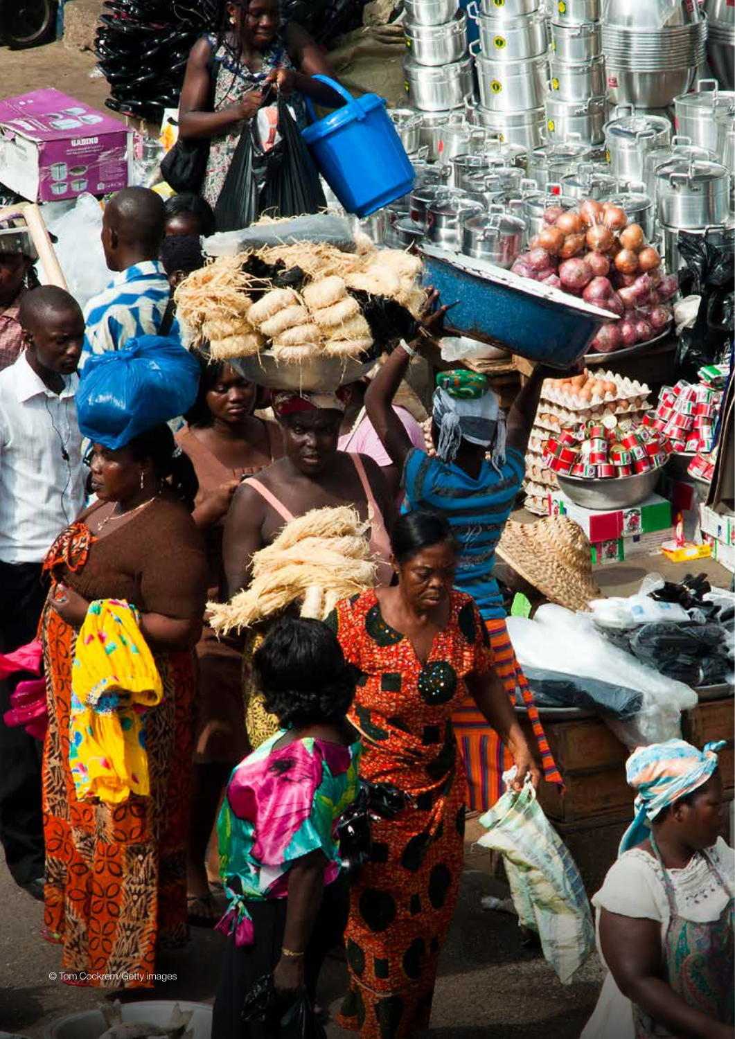© Tom Cockrem/Getty images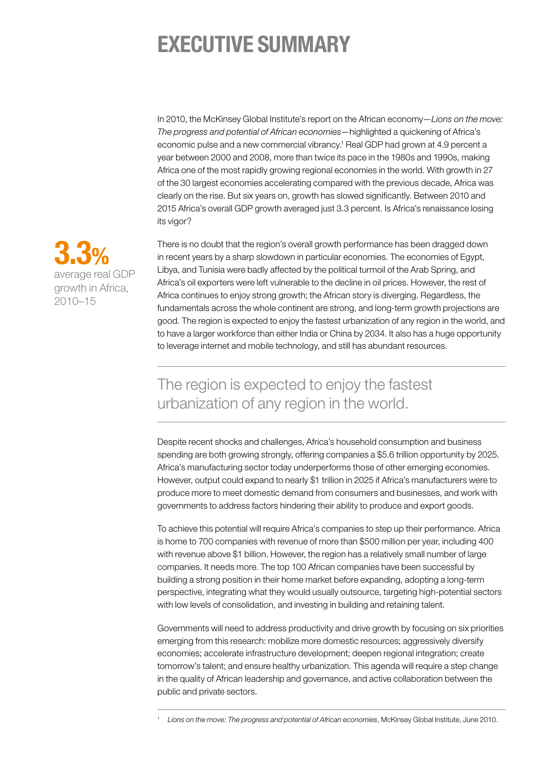# EXECUTIVE SUMMARY

In 2010, the McKinsey Global Institute's report on the African economy—*Lions on the move: The progress and potential of African economies*—highlighted a quickening of Africa's economic pulse and a new commercial vibrancy.[1] Real GDP had grown at 4.9 percent a year between 2000 and 2008, more than twice its pace in the 1980s and 1990s, making Africa one of the most rapidly growing regional economies in the world. With growth in 27 of the 30 largest economies accelerating compared with the previous decade, Africa was clearly on the rise. But six years on, growth has slowed significantly. Between 2010 and 2015 Africa's overall GDP growth averaged just 3.3 percent. Is Africa's renaissance losing its vigor?

**3.3%**
average real GDP growth in Africa, 2010–15

There is no doubt that the region's overall growth performance has been dragged down in recent years by a sharp slowdown in particular economies. The economies of Egypt, Libya, and Tunisia were badly affected by the political turmoil of the Arab Spring, and Africa's oil exporters were left vulnerable to the decline in oil prices. However, the rest of Africa continues to enjoy strong growth; the African story is diverging. Regardless, the fundamentals across the whole continent are strong, and long-term growth projections are good. The region is expected to enjoy the fastest urbanization of any region in the world, and to have a larger workforce than either India or China by 2034. It also has a huge opportunity to leverage internet and mobile technology, and still has abundant resources.

> The region is expected to enjoy the fastest urbanization of any region in the world.

Despite recent shocks and challenges, Africa's household consumption and business spending are both growing strongly, offering companies a $5.6 trillion opportunity by 2025. Africa's manufacturing sector today underperforms those of other emerging economies. However, output could expand to nearly $1 trillion in 2025 if Africa's manufacturers were to produce more to meet domestic demand from consumers and businesses, and work with governments to address factors hindering their ability to produce and export goods.

To achieve this potential will require Africa's companies to step up their performance. Africa is home to 700 companies with revenue of more than $500 million per year, including 400 with revenue above $1 billion. However, the region has a relatively small number of large companies. It needs more. The top 100 African companies have been successful by building a strong position in their home market before expanding, adopting a long-term perspective, integrating what they would usually outsource, targeting high-potential sectors with low levels of consolidation, and investing in building and retaining talent.

Governments will need to address productivity and drive growth by focusing on six priorities emerging from this research: mobilize more domestic resources; aggressively diversify economies; accelerate infrastructure development; deepen regional integration; create tomorrow's talent; and ensure healthy urbanization. This agenda will require a step change in the quality of African leadership and governance, and active collaboration between the public and private sectors.

[1] *Lions on the move: The progress and potential of African economies*, McKinsey Global Institute, June 2010.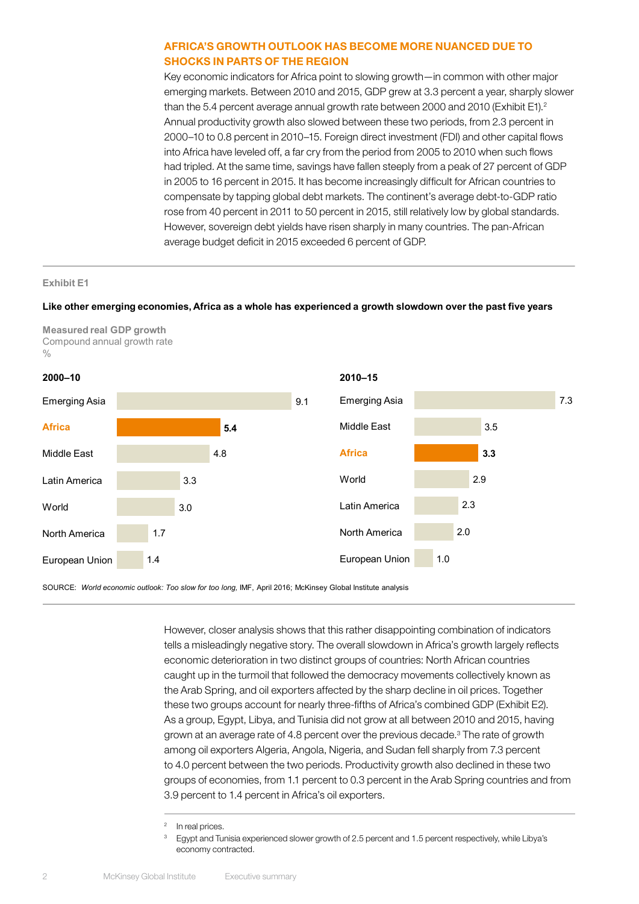## AFRICA'S GROWTH OUTLOOK HAS BECOME MORE NUANCED DUE TO SHOCKS IN PARTS OF THE REGION

Key economic indicators for Africa point to slowing growth—in common with other major emerging markets. Between 2010 and 2015, GDP grew at 3.3 percent a year, sharply slower than the 5.4 percent average annual growth rate between 2000 and 2010 (Exhibit E1).[2] Annual productivity growth also slowed between these two periods, from 2.3 percent in 2000–10 to 0.8 percent in 2010–15. Foreign direct investment (FDI) and other capital flows into Africa have leveled off, a far cry from the period from 2005 to 2010 when such flows had tripled. At the same time, savings have fallen steeply from a peak of 27 percent of GDP in 2005 to 16 percent in 2015. It has become increasingly difficult for African countries to compensate by tapping global debt markets. The continent's average debt-to-GDP ratio rose from 40 percent in 2011 to 50 percent in 2015, still relatively low by global standards. However, sovereign debt yields have risen sharply in many countries. The pan-African average budget deficit in 2015 exceeded 6 percent of GDP.

Exhibit E1

**Like other emerging economies, Africa as a whole has experienced a growth slowdown over the past five years**

Measured real GDP growth
Compound annual growth rate
%

**2000–10**

| Region | % |
|---|---|
| Emerging Asia | 9.1 |
| **Africa** | **5.4** |
| Middle East | 4.8 |
| Latin America | 3.3 |
| World | 3.0 |
| North America | 1.7 |
| European Union | 1.4 |

**2010–15**

| Region | % |
|---|---|
| Emerging Asia | 7.3 |
| Middle East | 3.5 |
| **Africa** | **3.3** |
| World | 2.9 |
| Latin America | 2.3 |
| North America | 2.0 |
| European Union | 1.0 |

SOURCE: *World economic outlook: Too slow for too long,* IMF, April 2016; McKinsey Global Institute analysis

However, closer analysis shows that this rather disappointing combination of indicators tells a misleadingly negative story. The overall slowdown in Africa's growth largely reflects economic deterioration in two distinct groups of countries: North African countries caught up in the turmoil that followed the democracy movements collectively known as the Arab Spring, and oil exporters affected by the sharp decline in oil prices. Together these two groups account for nearly three-fifths of Africa's combined GDP (Exhibit E2). As a group, Egypt, Libya, and Tunisia did not grow at all between 2010 and 2015, having grown at an average rate of 4.8 percent over the previous decade.[3] The rate of growth among oil exporters Algeria, Angola, Nigeria, and Sudan fell sharply from 7.3 percent to 4.0 percent between the two periods. Productivity growth also declined in these two groups of economies, from 1.1 percent to 0.3 percent in the Arab Spring countries and from 3.9 percent to 1.4 percent in Africa's oil exporters.

[2] In real prices.

[3] Egypt and Tunisia experienced slower growth of 2.5 percent and 1.5 percent respectively, while Libya's economy contracted.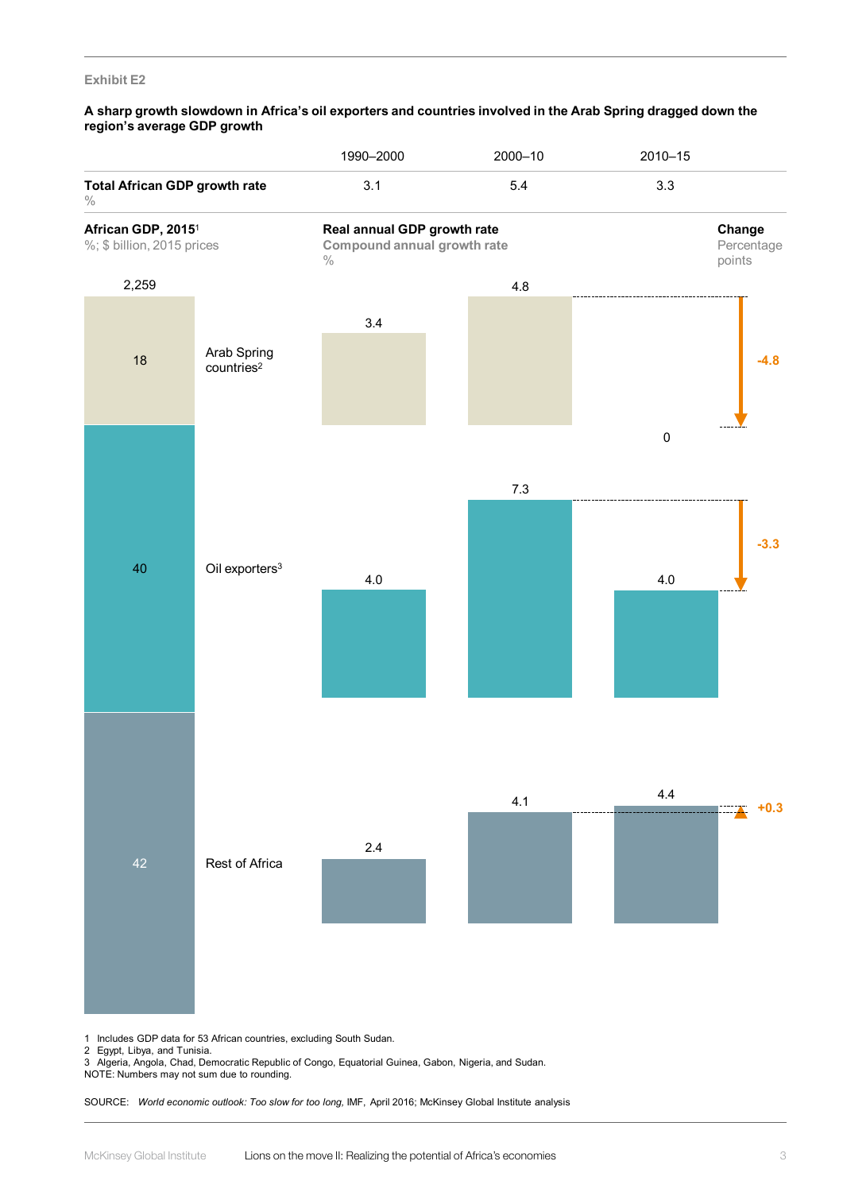Exhibit E2

**A sharp growth slowdown in Africa's oil exporters and countries involved in the Arab Spring dragged down the region's average GDP growth**

| | 1990–2000 | 2000–10 | 2010–15 |
|---|---|---|---|
| **Total African GDP growth rate** % | 3.1 | 5.4 | 3.3 |

| **African GDP, 2015**[1] %; $ billion, 2015 prices (total 2,259) | | **Real annual GDP growth rate** Compound annual growth rate % 1990–2000 | 2000–10 | 2010–15 | **Change** Percentage points |
|---|---|---|---|---|---|
| 18 | Arab Spring countries[2] | 3.4 | 4.8 | 0 | -4.8 |
| 40 | Oil exporters[3] | 4.0 | 7.3 | 4.0 | -3.3 |
| 42 | Rest of Africa | 2.4 | 4.1 | 4.4 | +0.3 |

1 Includes GDP data for 53 African countries, excluding South Sudan.
2 Egypt, Libya, and Tunisia.
3 Algeria, Angola, Chad, Democratic Republic of Congo, Equatorial Guinea, Gabon, Nigeria, and Sudan.
NOTE: Numbers may not sum due to rounding.

SOURCE: *World economic outlook: Too slow for too long,* IMF, April 2016; McKinsey Global Institute analysis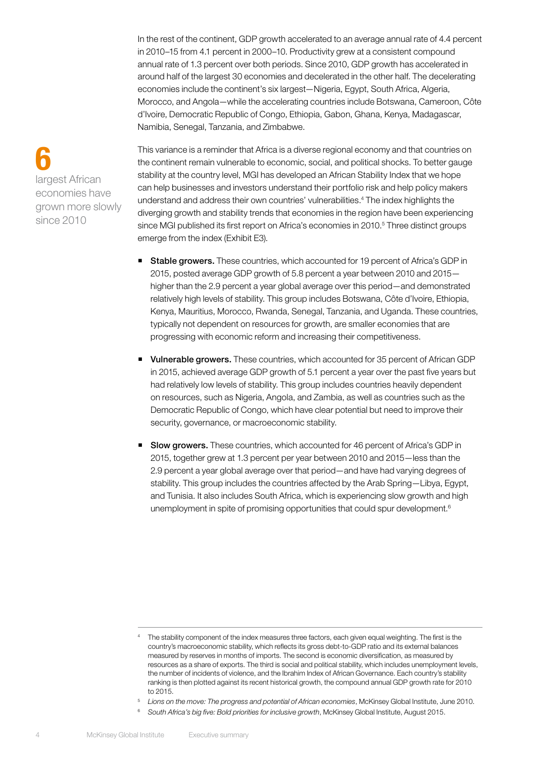In the rest of the continent, GDP growth accelerated to an average annual rate of 4.4 percent in 2010–15 from 4.1 percent in 2000–10. Productivity grew at a consistent compound annual rate of 1.3 percent over both periods. Since 2010, GDP growth has accelerated in around half of the largest 30 economies and decelerated in the other half. The decelerating economies include the continent's six largest—Nigeria, Egypt, South Africa, Algeria, Morocco, and Angola—while the accelerating countries include Botswana, Cameroon, Côte d'Ivoire, Democratic Republic of Congo, Ethiopia, Gabon, Ghana, Kenya, Madagascar, Namibia, Senegal, Tanzania, and Zimbabwe.

**6**
largest African economies have grown more slowly since 2010

This variance is a reminder that Africa is a diverse regional economy and that countries on the continent remain vulnerable to economic, social, and political shocks. To better gauge stability at the country level, MGI has developed an African Stability Index that we hope can help businesses and investors understand their portfolio risk and help policy makers understand and address their own countries' vulnerabilities.[4] The index highlights the diverging growth and stability trends that economies in the region have been experiencing since MGI published its first report on Africa's economies in 2010.[5] Three distinct groups emerge from the index (Exhibit E3).

- **Stable growers.** These countries, which accounted for 19 percent of Africa's GDP in 2015, posted average GDP growth of 5.8 percent a year between 2010 and 2015—higher than the 2.9 percent a year global average over this period—and demonstrated relatively high levels of stability. This group includes Botswana, Côte d'Ivoire, Ethiopia, Kenya, Mauritius, Morocco, Rwanda, Senegal, Tanzania, and Uganda. These countries, typically not dependent on resources for growth, are smaller economies that are progressing with economic reform and increasing their competitiveness.

- **Vulnerable growers.** These countries, which accounted for 35 percent of African GDP in 2015, achieved average GDP growth of 5.1 percent a year over the past five years but had relatively low levels of stability. This group includes countries heavily dependent on resources, such as Nigeria, Angola, and Zambia, as well as countries such as the Democratic Republic of Congo, which have clear potential but need to improve their security, governance, or macroeconomic stability.

- **Slow growers.** These countries, which accounted for 46 percent of Africa's GDP in 2015, together grew at 1.3 percent per year between 2010 and 2015—less than the 2.9 percent a year global average over that period—and have had varying degrees of stability. This group includes the countries affected by the Arab Spring—Libya, Egypt, and Tunisia. It also includes South Africa, which is experiencing slow growth and high unemployment in spite of promising opportunities that could spur development.[6]

---

[4] The stability component of the index measures three factors, each given equal weighting. The first is the country's macroeconomic stability, which reflects its gross debt-to-GDP ratio and its external balances measured by reserves in months of imports. The second is economic diversification, as measured by resources as a share of exports. The third is social and political stability, which includes unemployment levels, the number of incidents of violence, and the Ibrahim Index of African Governance. Each country's stability ranking is then plotted against its recent historical growth, the compound annual GDP growth rate for 2010 to 2015.

[5] *Lions on the move: The progress and potential of African economies*, McKinsey Global Institute, June 2010.

[6] *South Africa's big five: Bold priorities for inclusive growth*, McKinsey Global Institute, August 2015.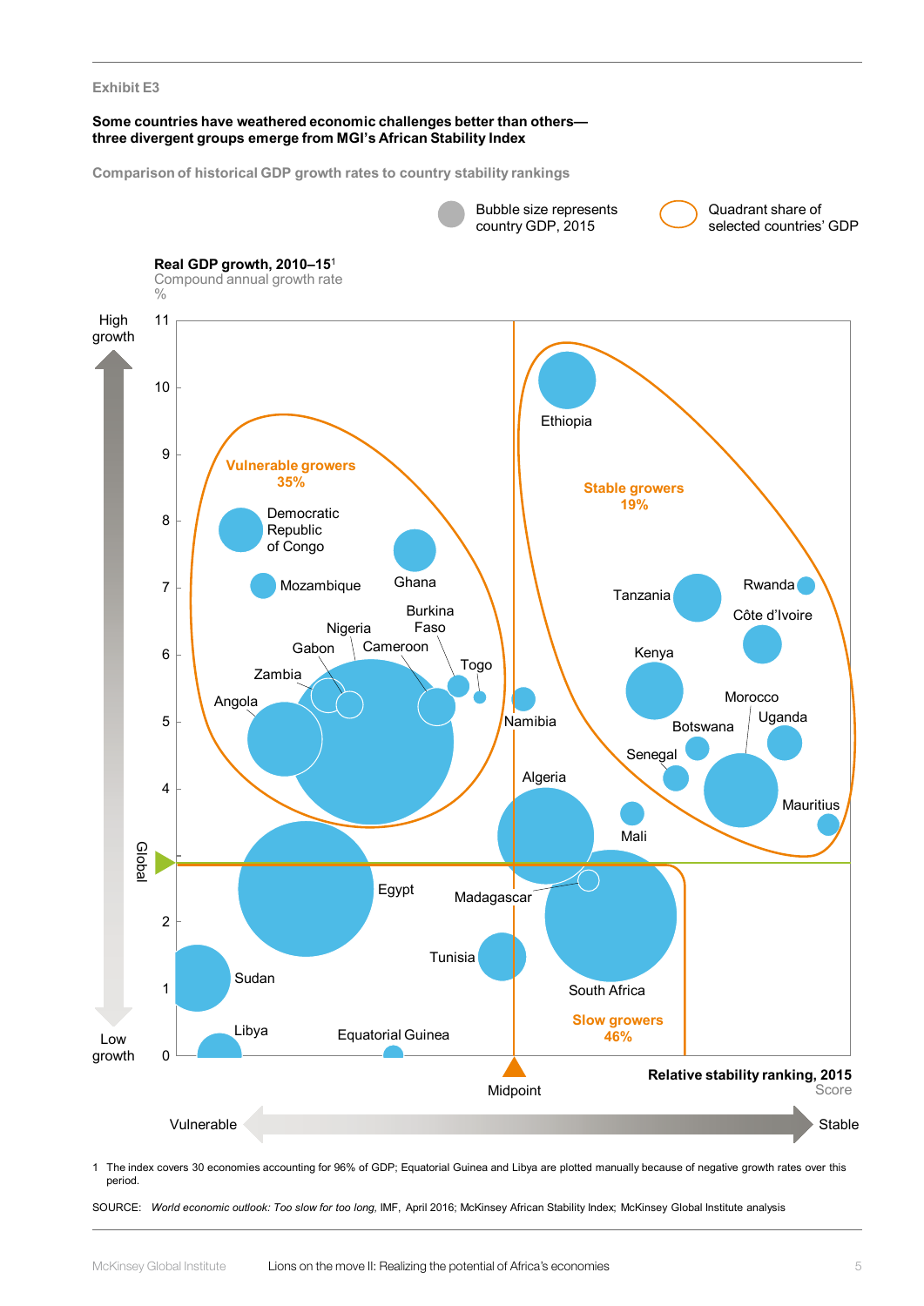Exhibit E3

**Some countries have weathered economic challenges better than others—three divergent groups emerge from MGI's African Stability Index**

Comparison of historical GDP growth rates to country stability rankings

Bubble size represents country GDP, 2015

Quadrant share of selected countries' GDP

**Real GDP growth, 2010–15**[1]
Compound annual growth rate
%

High growth

Low growth

Global

**Vulnerable growers 35%**: Democratic Republic of Congo, Mozambique, Ghana, Nigeria, Burkina Faso, Gabon, Cameroon, Togo, Zambia, Angola

**Stable growers 19%**: Ethiopia, Tanzania, Rwanda, Côte d'Ivoire, Kenya, Morocco, Botswana, Uganda, Senegal, Mauritius

**Slow growers 46%**: Egypt, Madagascar, Sudan, Tunisia, South Africa, Libya, Equatorial Guinea

Namibia, Algeria, Mali

Midpoint

**Relative stability ranking, 2015**
Score

Vulnerable — Stable

1 The index covers 30 economies accounting for 96% of GDP; Equatorial Guinea and Libya are plotted manually because of negative growth rates over this period.

SOURCE: *World economic outlook: Too slow for too long,* IMF, April 2016; McKinsey African Stability Index; McKinsey Global Institute analysis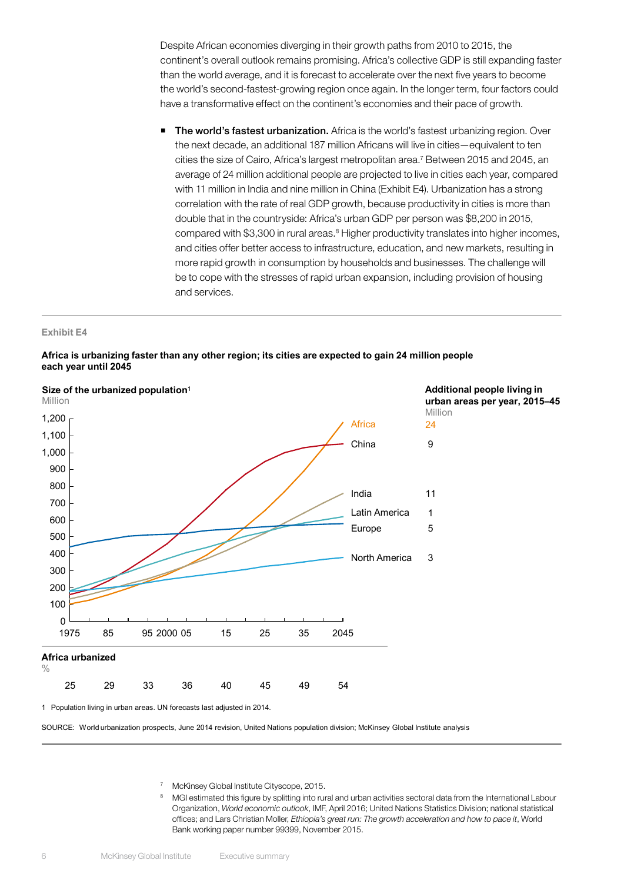Despite African economies diverging in their growth paths from 2010 to 2015, the continent's overall outlook remains promising. Africa's collective GDP is still expanding faster than the world average, and it is forecast to accelerate over the next five years to become the world's second-fastest-growing region once again. In the longer term, four factors could have a transformative effect on the continent's economies and their pace of growth.

- **The world's fastest urbanization.** Africa is the world's fastest urbanizing region. Over the next decade, an additional 187 million Africans will live in cities—equivalent to ten cities the size of Cairo, Africa's largest metropolitan area.[7] Between 2015 and 2045, an average of 24 million additional people are projected to live in cities each year, compared with 11 million in India and nine million in China (Exhibit E4). Urbanization has a strong correlation with the rate of real GDP growth, because productivity in cities is more than double that in the countryside: Africa's urban GDP per person was $8,200 in 2015, compared with $3,300 in rural areas.[8] Higher productivity translates into higher incomes, and cities offer better access to infrastructure, education, and new markets, resulting in more rapid growth in consumption by households and businesses. The challenge will be to cope with the stresses of rapid urban expansion, including provision of housing and services.

Exhibit E4

**Africa is urbanizing faster than any other region; its cities are expected to gain 24 million people each year until 2045**

**Size of the urbanized population**[1]
Million

| Region | Additional people living in urban areas per year, 2015–45 (Million) |
|---|---|
| Africa | 24 |
| China | 9 |
| India | 11 |
| Latin America | 1 |
| Europe | 5 |
| North America | 3 |

**Africa urbanized**
%

| 1975 | 85 | 95 | 05 | 15 | 25 | 35 | 2045 |
|---|---|---|---|---|---|---|---|
| 25 | 29 | 33 | 36 | 40 | 45 | 49 | 54 |

1 Population living in urban areas. UN forecasts last adjusted in 2014.

SOURCE: World urbanization prospects, June 2014 revision, United Nations population division; McKinsey Global Institute analysis

7 McKinsey Global Institute Cityscope, 2015.

8 MGI estimated this figure by splitting into rural and urban activities sectoral data from the International Labour Organization, *World economic outlook*, IMF, April 2016; United Nations Statistics Division; national statistical offices; and Lars Christian Moller, *Ethiopia's great run: The growth acceleration and how to pace it*, World Bank working paper number 99399, November 2015.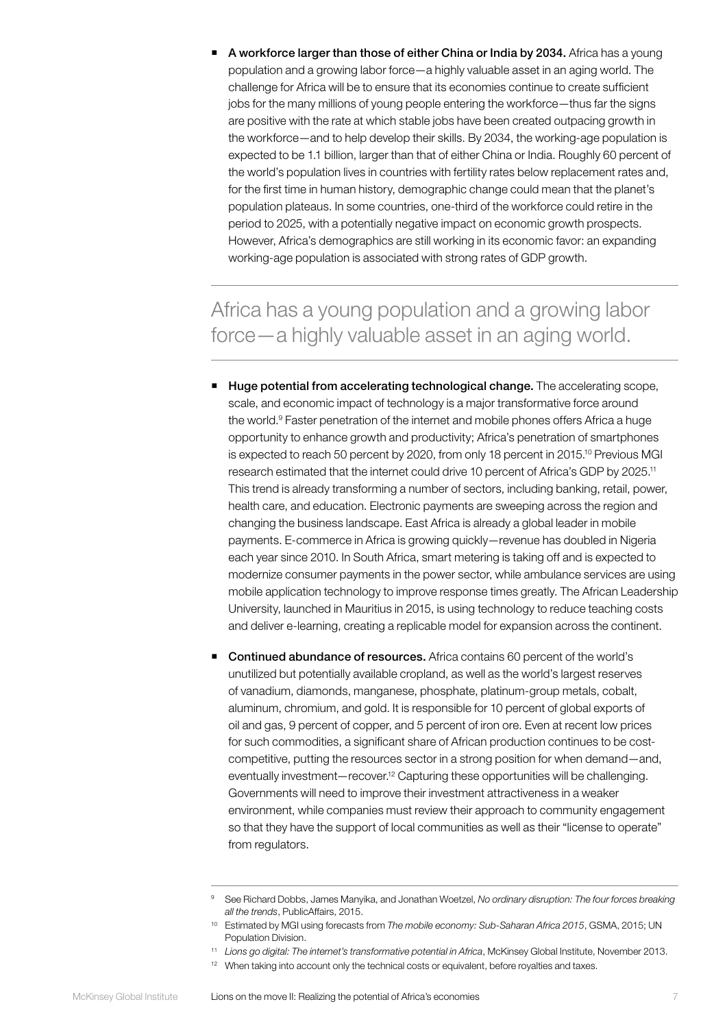- **A workforce larger than those of either China or India by 2034.** Africa has a young population and a growing labor force—a highly valuable asset in an aging world. The challenge for Africa will be to ensure that its economies continue to create sufficient jobs for the many millions of young people entering the workforce—thus far the signs are positive with the rate at which stable jobs have been created outpacing growth in the workforce—and to help develop their skills. By 2034, the working-age population is expected to be 1.1 billion, larger than that of either China or India. Roughly 60 percent of the world's population lives in countries with fertility rates below replacement rates and, for the first time in human history, demographic change could mean that the planet's population plateaus. In some countries, one-third of the workforce could retire in the period to 2025, with a potentially negative impact on economic growth prospects. However, Africa's demographics are still working in its economic favor: an expanding working-age population is associated with strong rates of GDP growth.

---

Africa has a young population and a growing labor force—a highly valuable asset in an aging world.

---

- **Huge potential from accelerating technological change.** The accelerating scope, scale, and economic impact of technology is a major transformative force around the world.[9] Faster penetration of the internet and mobile phones offers Africa a huge opportunity to enhance growth and productivity; Africa's penetration of smartphones is expected to reach 50 percent by 2020, from only 18 percent in 2015.[10] Previous MGI research estimated that the internet could drive 10 percent of Africa's GDP by 2025.[11] This trend is already transforming a number of sectors, including banking, retail, power, health care, and education. Electronic payments are sweeping across the region and changing the business landscape. East Africa is already a global leader in mobile payments. E-commerce in Africa is growing quickly—revenue has doubled in Nigeria each year since 2010. In South Africa, smart metering is taking off and is expected to modernize consumer payments in the power sector, while ambulance services are using mobile application technology to improve response times greatly. The African Leadership University, launched in Mauritius in 2015, is using technology to reduce teaching costs and deliver e-learning, creating a replicable model for expansion across the continent.

- **Continued abundance of resources.** Africa contains 60 percent of the world's unutilized but potentially available cropland, as well as the world's largest reserves of vanadium, diamonds, manganese, phosphate, platinum-group metals, cobalt, aluminum, chromium, and gold. It is responsible for 10 percent of global exports of oil and gas, 9 percent of copper, and 5 percent of iron ore. Even at recent low prices for such commodities, a significant share of African production continues to be cost-competitive, putting the resources sector in a strong position for when demand—and, eventually investment—recover.[12] Capturing these opportunities will be challenging. Governments will need to improve their investment attractiveness in a weaker environment, while companies must review their approach to community engagement so that they have the support of local communities as well as their "license to operate" from regulators.

---

[9] See Richard Dobbs, James Manyika, and Jonathan Woetzel, *No ordinary disruption: The four forces breaking all the trends*, PublicAffairs, 2015.

[10] Estimated by MGI using forecasts from *The mobile economy: Sub-Saharan Africa 2015*, GSMA, 2015; UN Population Division.

[11] *Lions go digital: The internet's transformative potential in Africa*, McKinsey Global Institute, November 2013.

[12] When taking into account only the technical costs or equivalent, before royalties and taxes.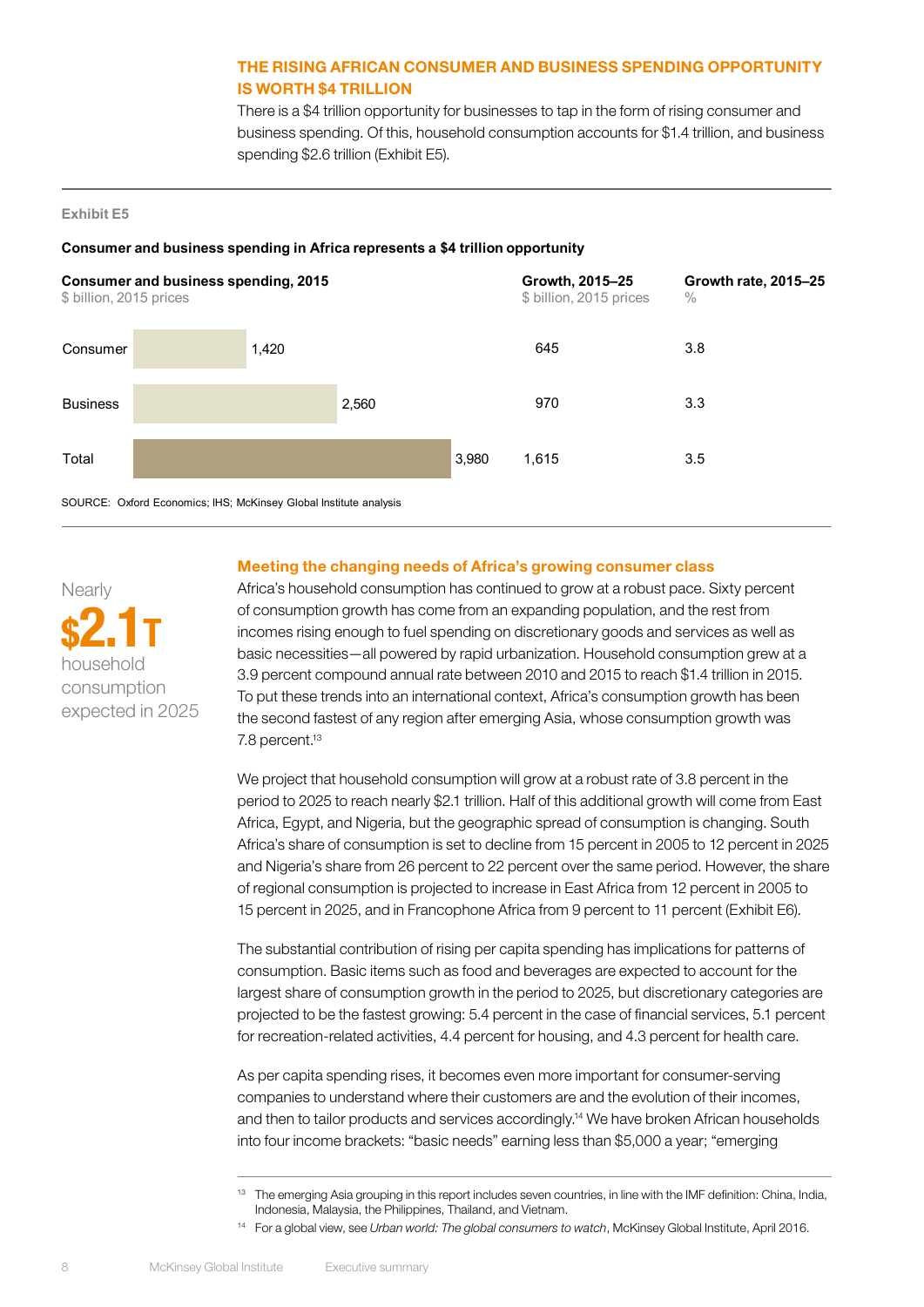## THE RISING AFRICAN CONSUMER AND BUSINESS SPENDING OPPORTUNITY IS WORTH $4 TRILLION

There is a $4 trillion opportunity for businesses to tap in the form of rising consumer and business spending. Of this, household consumption accounts for $1.4 trillion, and business spending $2.6 trillion (Exhibit E5).

**Exhibit E5**

**Consumer and business spending in Africa represents a $4 trillion opportunity**

| | Consumer and business spending, 2015 ($ billion, 2015 prices) | Growth, 2015–25 ($ billion, 2015 prices) | Growth rate, 2015–25 (%) |
|---|---|---|---|
| Consumer | 1,420 | 645 | 3.8 |
| Business | 2,560 | 970 | 3.3 |
| Total | 3,980 | 1,615 | 3.5 |

SOURCE: Oxford Economics; IHS; McKinsey Global Institute analysis

Nearly **$2.1T** household consumption expected in 2025

### Meeting the changing needs of Africa's growing consumer class

Africa's household consumption has continued to grow at a robust pace. Sixty percent of consumption growth has come from an expanding population, and the rest from incomes rising enough to fuel spending on discretionary goods and services as well as basic necessities—all powered by rapid urbanization. Household consumption grew at a 3.9 percent compound annual rate between 2010 and 2015 to reach $1.4 trillion in 2015. To put these trends into an international context, Africa's consumption growth has been the second fastest of any region after emerging Asia, whose consumption growth was 7.8 percent.[13]

We project that household consumption will grow at a robust rate of 3.8 percent in the period to 2025 to reach nearly $2.1 trillion. Half of this additional growth will come from East Africa, Egypt, and Nigeria, but the geographic spread of consumption is changing. South Africa's share of consumption is set to decline from 15 percent in 2005 to 12 percent in 2025 and Nigeria's share from 26 percent to 22 percent over the same period. However, the share of regional consumption is projected to increase in East Africa from 12 percent in 2005 to 15 percent in 2025, and in Francophone Africa from 9 percent to 11 percent (Exhibit E6).

The substantial contribution of rising per capita spending has implications for patterns of consumption. Basic items such as food and beverages are expected to account for the largest share of consumption growth in the period to 2025, but discretionary categories are projected to be the fastest growing: 5.4 percent in the case of financial services, 5.1 percent for recreation-related activities, 4.4 percent for housing, and 4.3 percent for health care.

As per capita spending rises, it becomes even more important for consumer-serving companies to understand where their customers are and the evolution of their incomes, and then to tailor products and services accordingly.[14] We have broken African households into four income brackets: "basic needs" earning less than $5,000 a year; "emerging

---

[13] The emerging Asia grouping in this report includes seven countries, in line with the IMF definition: China, India, Indonesia, Malaysia, the Philippines, Thailand, and Vietnam.

[14] For a global view, see *Urban world: The global consumers to watch*, McKinsey Global Institute, April 2016.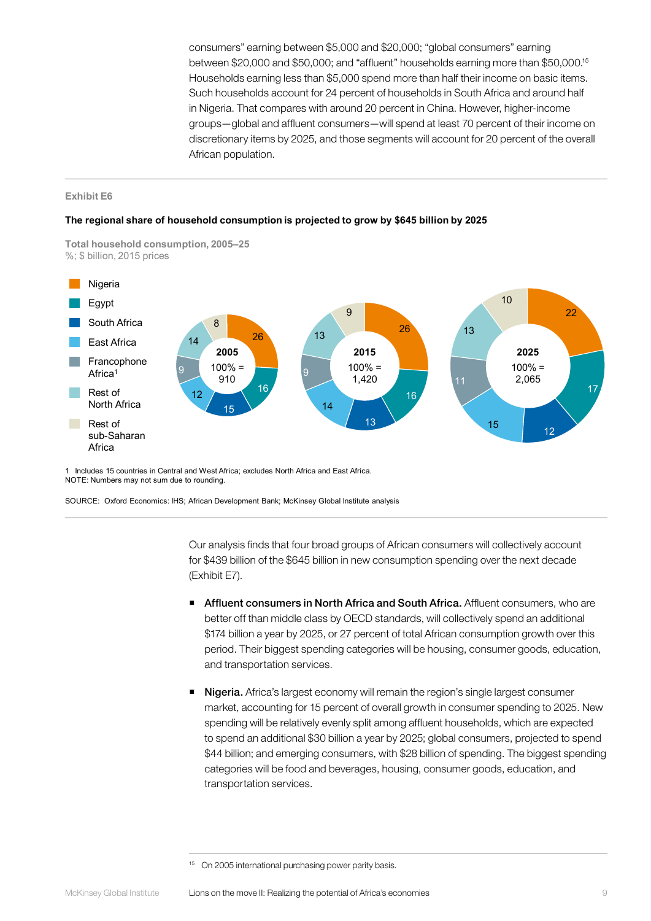consumers" earning between $5,000 and $20,000; "global consumers" earning between $20,000 and $50,000; and "affluent" households earning more than $50,000.[15] Households earning less than $5,000 spend more than half their income on basic items. Such households account for 24 percent of households in South Africa and around half in Nigeria. That compares with around 20 percent in China. However, higher-income groups—global and affluent consumers—will spend at least 70 percent of their income on discretionary items by 2025, and those segments will account for 20 percent of the overall African population.

**Exhibit E6**

**The regional share of household consumption is projected to grow by $645 billion by 2025**

**Total household consumption, 2005–25**
%; $ billion, 2015 prices

| Region | 2005 (100% = 910) | 2015 (100% = 1,420) | 2025 (100% = 2,065) |
|---|---|---|---|
| Nigeria | 26 | 26 | 22 |
| Egypt | 16 | 16 | 17 |
| South Africa | 15 | 13 | 12 |
| East Africa | 12 | 14 | 15 |
| Francophone Africa[1] | 9 | 9 | 11 |
| Rest of North Africa | 14 | 13 | 13 |
| Rest of sub-Saharan Africa | 8 | 9 | 10 |

1 Includes 15 countries in Central and West Africa; excludes North Africa and East Africa.
NOTE: Numbers may not sum due to rounding.

SOURCE: Oxford Economics: IHS; African Development Bank; McKinsey Global Institute analysis

Our analysis finds that four broad groups of African consumers will collectively account for $439 billion of the $645 billion in new consumption spending over the next decade (Exhibit E7).

- **Affluent consumers in North Africa and South Africa.** Affluent consumers, who are better off than middle class by OECD standards, will collectively spend an additional $174 billion a year by 2025, or 27 percent of total African consumption growth over this period. Their biggest spending categories will be housing, consumer goods, education, and transportation services.

- **Nigeria.** Africa's largest economy will remain the region's single largest consumer market, accounting for 15 percent of overall growth in consumer spending to 2025. New spending will be relatively evenly split among affluent households, which are expected to spend an additional $30 billion a year by 2025; global consumers, projected to spend $44 billion; and emerging consumers, with $28 billion of spending. The biggest spending categories will be food and beverages, housing, consumer goods, education, and transportation services.

[15] On 2005 international purchasing power parity basis.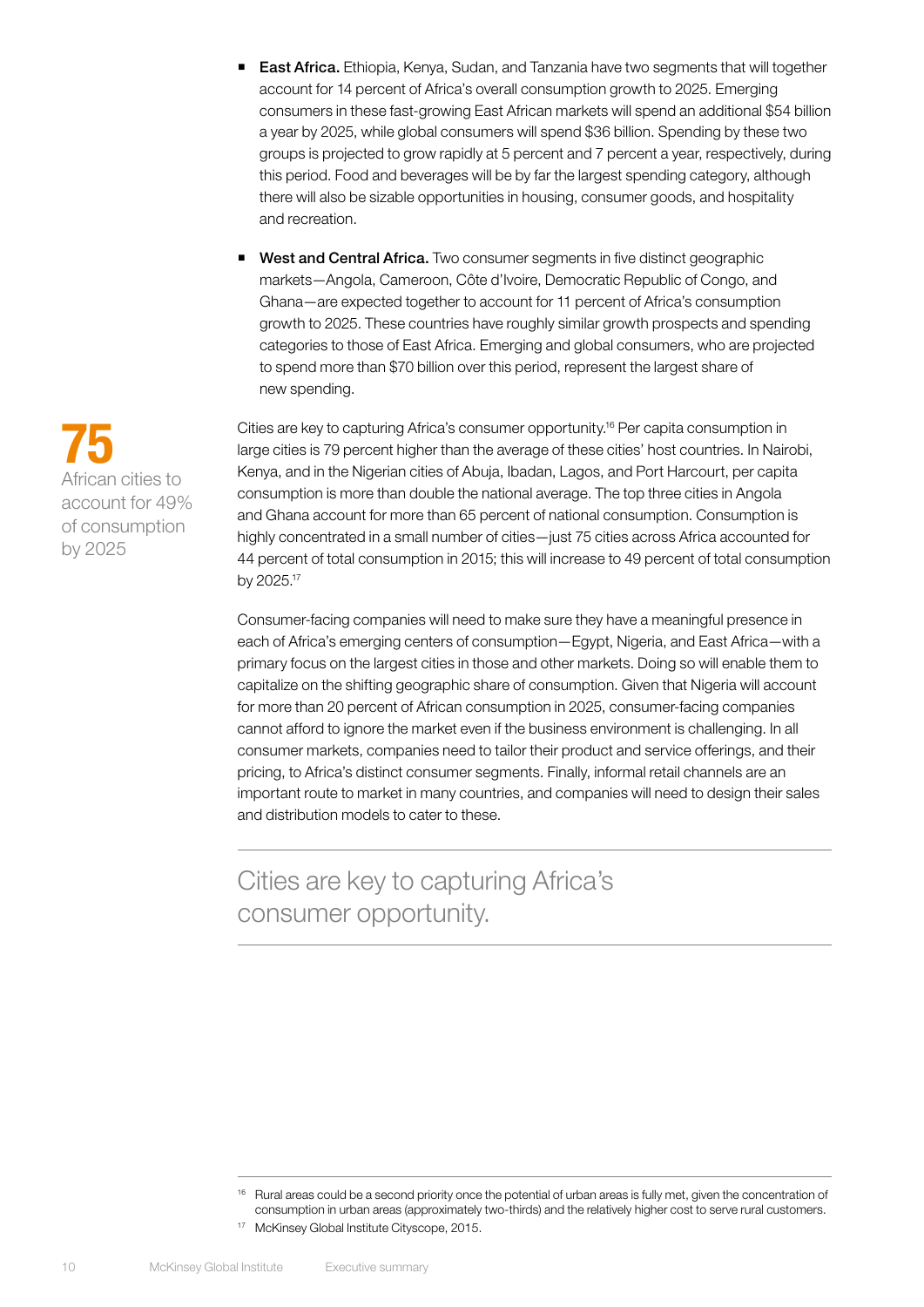- **East Africa.** Ethiopia, Kenya, Sudan, and Tanzania have two segments that will together account for 14 percent of Africa's overall consumption growth to 2025. Emerging consumers in these fast-growing East African markets will spend an additional $54 billion a year by 2025, while global consumers will spend $36 billion. Spending by these two groups is projected to grow rapidly at 5 percent and 7 percent a year, respectively, during this period. Food and beverages will be by far the largest spending category, although there will also be sizable opportunities in housing, consumer goods, and hospitality and recreation.

- **West and Central Africa.** Two consumer segments in five distinct geographic markets—Angola, Cameroon, Côte d'Ivoire, Democratic Republic of Congo, and Ghana—are expected together to account for 11 percent of Africa's consumption growth to 2025. These countries have roughly similar growth prospects and spending categories to those of East Africa. Emerging and global consumers, who are projected to spend more than $70 billion over this period, represent the largest share of new spending.

**75**
African cities to account for 49% of consumption by 2025

Cities are key to capturing Africa's consumer opportunity.[16] Per capita consumption in large cities is 79 percent higher than the average of these cities' host countries. In Nairobi, Kenya, and in the Nigerian cities of Abuja, Ibadan, Lagos, and Port Harcourt, per capita consumption is more than double the national average. The top three cities in Angola and Ghana account for more than 65 percent of national consumption. Consumption is highly concentrated in a small number of cities—just 75 cities across Africa accounted for 44 percent of total consumption in 2015; this will increase to 49 percent of total consumption by 2025.[17]

Consumer-facing companies will need to make sure they have a meaningful presence in each of Africa's emerging centers of consumption—Egypt, Nigeria, and East Africa—with a primary focus on the largest cities in those and other markets. Doing so will enable them to capitalize on the shifting geographic share of consumption. Given that Nigeria will account for more than 20 percent of African consumption in 2025, consumer-facing companies cannot afford to ignore the market even if the business environment is challenging. In all consumer markets, companies need to tailor their product and service offerings, and their pricing, to Africa's distinct consumer segments. Finally, informal retail channels are an important route to market in many countries, and companies will need to design their sales and distribution models to cater to these.

Cities are key to capturing Africa's consumer opportunity.

[16] Rural areas could be a second priority once the potential of urban areas is fully met, given the concentration of consumption in urban areas (approximately two-thirds) and the relatively higher cost to serve rural customers.

[17] McKinsey Global Institute Cityscope, 2015.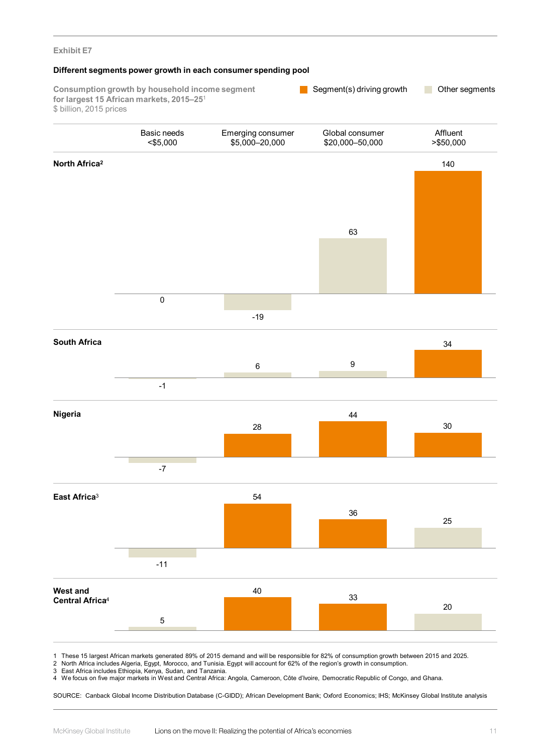Exhibit E7

**Different segments power growth in each consumer spending pool**

Consumption growth by household income segment for largest 15 African markets, 2015–25[1]
$ billion, 2015 prices

Legend: Segment(s) driving growth; Other segments

| | Basic needs <$5,000 | Emerging consumer $5,000–20,000 | Global consumer $20,000–50,000 | Affluent >$50,000 |
|---|---|---|---|---|
| **North Africa**[2] | 0 | -19 | 63 | 140* |
| **South Africa** | -1 | 6 | 9 | 34* |
| **Nigeria** | -7 | 28* | 44* | 30* |
| **East Africa**[3] | -11 | 54* | 36* | 25 |
| **West and Central Africa**[4] | 5 | 40* | 33* | 20 |

\* Segment(s) driving growth

1 These 15 largest African markets generated 89% of 2015 demand and will be responsible for 82% of consumption growth between 2015 and 2025.
2 North Africa includes Algeria, Egypt, Morocco, and Tunisia. Egypt will account for 62% of the region's growth in consumption.
3 East Africa includes Ethiopia, Kenya, Sudan, and Tanzania.
4 We focus on five major markets in West and Central Africa: Angola, Cameroon, Côte d'Ivoire, Democratic Republic of Congo, and Ghana.

SOURCE: Canback Global Income Distribution Database (C-GIDD); African Development Bank; Oxford Economics; IHS; McKinsey Global Institute analysis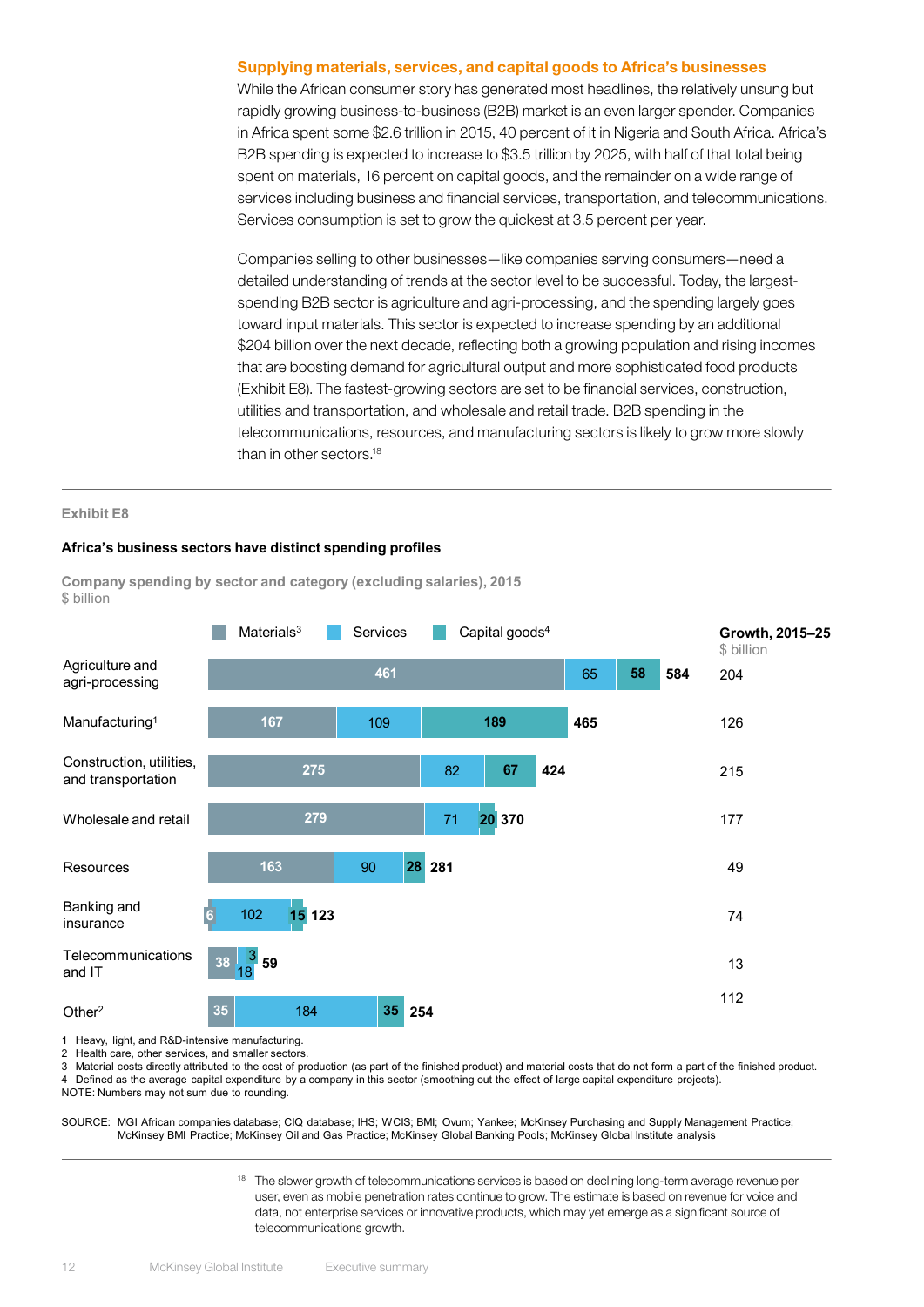### Supplying materials, services, and capital goods to Africa's businesses

While the African consumer story has generated most headlines, the relatively unsung but rapidly growing business-to-business (B2B) market is an even larger spender. Companies in Africa spent some $2.6 trillion in 2015, 40 percent of it in Nigeria and South Africa. Africa's B2B spending is expected to increase to $3.5 trillion by 2025, with half of that total being spent on materials, 16 percent on capital goods, and the remainder on a wide range of services including business and financial services, transportation, and telecommunications. Services consumption is set to grow the quickest at 3.5 percent per year.

Companies selling to other businesses—like companies serving consumers—need a detailed understanding of trends at the sector level to be successful. Today, the largest-spending B2B sector is agriculture and agri-processing, and the spending largely goes toward input materials. This sector is expected to increase spending by an additional $204 billion over the next decade, reflecting both a growing population and rising incomes that are boosting demand for agricultural output and more sophisticated food products (Exhibit E8). The fastest-growing sectors are set to be financial services, construction, utilities and transportation, and wholesale and retail trade. B2B spending in the telecommunications, resources, and manufacturing sectors is likely to grow more slowly than in other sectors.[18]

---

Exhibit E8

**Africa's business sectors have distinct spending profiles**

**Company spending by sector and category (excluding salaries), 2015**
$ billion

| Sector | Materials[3] | Services | Capital goods[4] | Total | Growth, 2015–25 ($ billion) |
|---|---|---|---|---|---|
| Agriculture and agri-processing | 461 | 65 | 58 | 584 | 204 |
| Manufacturing[1] | 167 | 109 | 189 | 465 | 126 |
| Construction, utilities, and transportation | 275 | 82 | 67 | 424 | 215 |
| Wholesale and retail | 279 | 71 | 20 | 370 | 177 |
| Resources | 163 | 90 | 28 | 281 | 49 |
| Banking and insurance | 6 | 102 | 15 | 123 | 74 |
| Telecommunications and IT | 38 | 18 | 3 | 59 | 13 |
| Other[2] | 35 | 184 | 35 | 254 | 112 |

1 Heavy, light, and R&D-intensive manufacturing.
2 Health care, other services, and smaller sectors.
3 Material costs directly attributed to the cost of production (as part of the finished product) and material costs that do not form a part of the finished product.
4 Defined as the average capital expenditure by a company in this sector (smoothing out the effect of large capital expenditure projects).
NOTE: Numbers may not sum due to rounding.

SOURCE: MGI African companies database; CIQ database; IHS; WCIS; BMI; Ovum; Yankee; McKinsey Purchasing and Supply Management Practice; McKinsey BMI Practice; McKinsey Oil and Gas Practice; McKinsey Global Banking Pools; McKinsey Global Institute analysis

---

[18] The slower growth of telecommunications services is based on declining long-term average revenue per user, even as mobile penetration rates continue to grow. The estimate is based on revenue for voice and data, not enterprise services or innovative products, which may yet emerge as a significant source of telecommunications growth.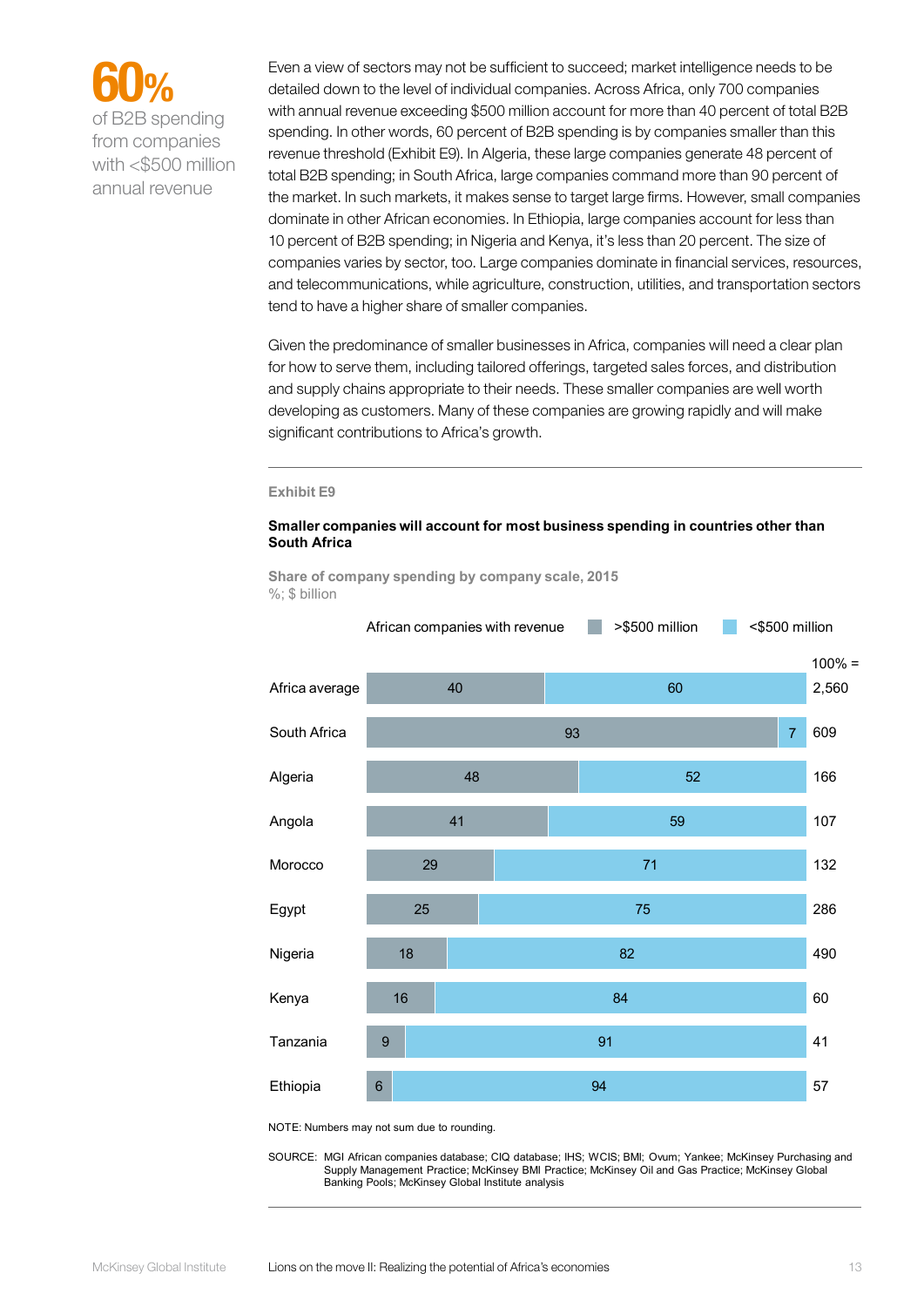**60%**
of B2B spending from companies with <$500 million annual revenue

Even a view of sectors may not be sufficient to succeed; market intelligence needs to be detailed down to the level of individual companies. Across Africa, only 700 companies with annual revenue exceeding $500 million account for more than 40 percent of total B2B spending. In other words, 60 percent of B2B spending is by companies smaller than this revenue threshold (Exhibit E9). In Algeria, these large companies generate 48 percent of total B2B spending; in South Africa, large companies command more than 90 percent of the market. In such markets, it makes sense to target large firms. However, small companies dominate in other African economies. In Ethiopia, large companies account for less than 10 percent of B2B spending; in Nigeria and Kenya, it's less than 20 percent. The size of companies varies by sector, too. Large companies dominate in financial services, resources, and telecommunications, while agriculture, construction, utilities, and transportation sectors tend to have a higher share of smaller companies.

Given the predominance of smaller businesses in Africa, companies will need a clear plan for how to serve them, including tailored offerings, targeted sales forces, and distribution and supply chains appropriate to their needs. These smaller companies are well worth developing as customers. Many of these companies are growing rapidly and will make significant contributions to Africa's growth.

**Exhibit E9**

**Smaller companies will account for most business spending in countries other than South Africa**

**Share of company spending by company scale, 2015**
%; $ billion

| | African companies with revenue >$500 million | African companies with revenue <$500 million | 100% = |
|---|---|---|---|
| Africa average | 40 | 60 | 2,560 |
| South Africa | 93 | 7 | 609 |
| Algeria | 48 | 52 | 166 |
| Angola | 41 | 59 | 107 |
| Morocco | 29 | 71 | 132 |
| Egypt | 25 | 75 | 286 |
| Nigeria | 18 | 82 | 490 |
| Kenya | 16 | 84 | 60 |
| Tanzania | 9 | 91 | 41 |
| Ethiopia | 6 | 94 | 57 |

NOTE: Numbers may not sum due to rounding.

SOURCE: MGI African companies database; CIQ database; IHS; WCIS; BMI; Ovum; Yankee; McKinsey Purchasing and Supply Management Practice; McKinsey BMI Practice; McKinsey Oil and Gas Practice; McKinsey Global Banking Pools; McKinsey Global Institute analysis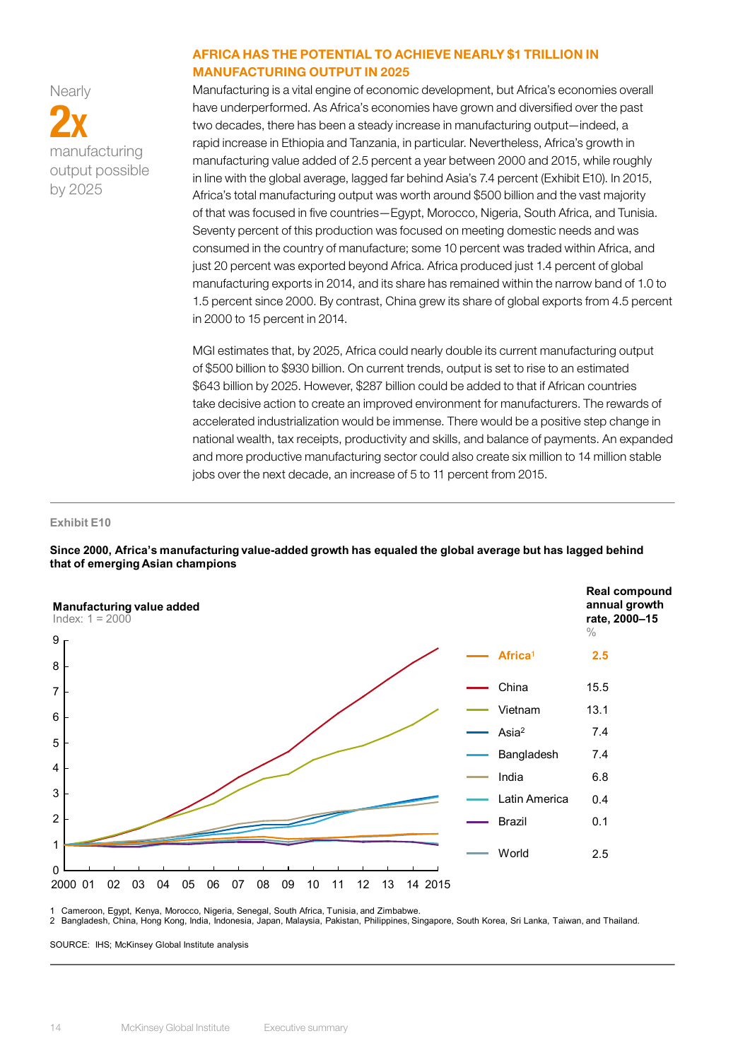Nearly

**2x**

manufacturing output possible by 2025

## AFRICA HAS THE POTENTIAL TO ACHIEVE NEARLY $1 TRILLION IN MANUFACTURING OUTPUT IN 2025

Manufacturing is a vital engine of economic development, but Africa's economies overall have underperformed. As Africa's economies have grown and diversified over the past two decades, there has been a steady increase in manufacturing output—indeed, a rapid increase in Ethiopia and Tanzania, in particular. Nevertheless, Africa's growth in manufacturing value added of 2.5 percent a year between 2000 and 2015, while roughly in line with the global average, lagged far behind Asia's 7.4 percent (Exhibit E10). In 2015, Africa's total manufacturing output was worth around $500 billion and the vast majority of that was focused in five countries—Egypt, Morocco, Nigeria, South Africa, and Tunisia. Seventy percent of this production was focused on meeting domestic needs and was consumed in the country of manufacture; some 10 percent was traded within Africa, and just 20 percent was exported beyond Africa. Africa produced just 1.4 percent of global manufacturing exports in 2014, and its share has remained within the narrow band of 1.0 to 1.5 percent since 2000. By contrast, China grew its share of global exports from 4.5 percent in 2000 to 15 percent in 2014.

MGI estimates that, by 2025, Africa could nearly double its current manufacturing output of $500 billion to $930 billion. On current trends, output is set to rise to an estimated $643 billion by 2025. However, $287 billion could be added to that if African countries take decisive action to create an improved environment for manufacturers. The rewards of accelerated industrialization would be immense. There would be a positive step change in national wealth, tax receipts, productivity and skills, and balance of payments. An expanded and more productive manufacturing sector could also create six million to 14 million stable jobs over the next decade, an increase of 5 to 11 percent from 2015.

**Exhibit E10**

**Since 2000, Africa's manufacturing value-added growth has equaled the global average but has lagged behind that of emerging Asian champions**

**Manufacturing value added**
Index: 1 = 2000

| | Real compound annual growth rate, 2000–15 (%) |
|---|---|
| Africa[1] | 2.5 |
| China | 15.5 |
| Vietnam | 13.1 |
| Asia[2] | 7.4 |
| Bangladesh | 7.4 |
| India | 6.8 |
| Latin America | 0.4 |
| Brazil | 0.1 |
| World | 2.5 |

1 Cameroon, Egypt, Kenya, Morocco, Nigeria, Senegal, South Africa, Tunisia, and Zimbabwe.
2 Bangladesh, China, Hong Kong, India, Indonesia, Japan, Malaysia, Pakistan, Philippines, Singapore, South Korea, Sri Lanka, Taiwan, and Thailand.

SOURCE: IHS; McKinsey Global Institute analysis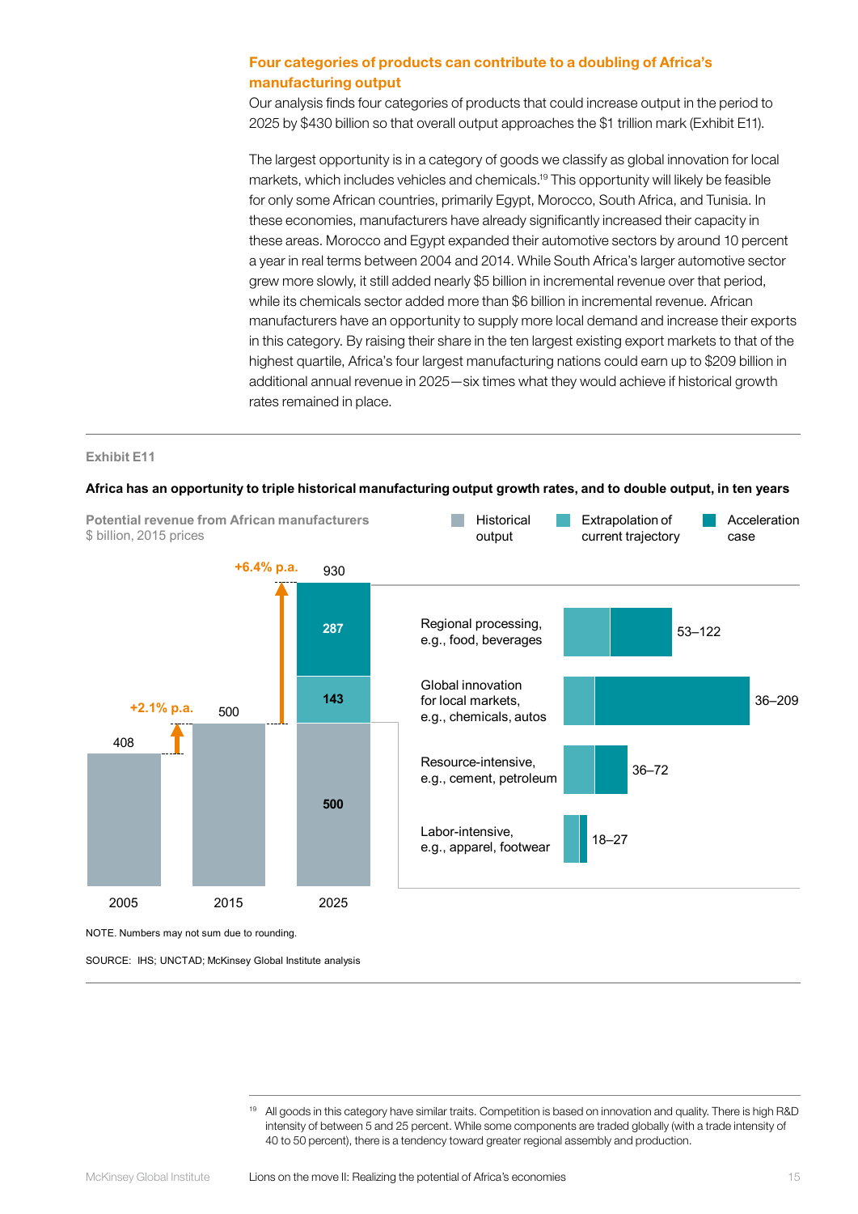### Four categories of products can contribute to a doubling of Africa's manufacturing output

Our analysis finds four categories of products that could increase output in the period to 2025 by $430 billion so that overall output approaches the $1 trillion mark (Exhibit E11).

The largest opportunity is in a category of goods we classify as global innovation for local markets, which includes vehicles and chemicals.[19] This opportunity will likely be feasible for only some African countries, primarily Egypt, Morocco, South Africa, and Tunisia. In these economies, manufacturers have already significantly increased their capacity in these areas. Morocco and Egypt expanded their automotive sectors by around 10 percent a year in real terms between 2004 and 2014. While South Africa's larger automotive sector grew more slowly, it still added nearly $5 billion in incremental revenue over that period, while its chemicals sector added more than $6 billion in incremental revenue. African manufacturers have an opportunity to supply more local demand and increase their exports in this category. By raising their share in the ten largest existing export markets to that of the highest quartile, Africa's four largest manufacturing nations could earn up to $209 billion in additional annual revenue in 2025—six times what they would achieve if historical growth rates remained in place.

**Exhibit E11**

**Africa has an opportunity to triple historical manufacturing output growth rates, and to double output, in ten years**

**Potential revenue from African manufacturers**
$ billion, 2015 prices

Legend: Historical output; Extrapolation of current trajectory; Acceleration case

| Year | Historical output | Extrapolation of current trajectory | Acceleration case | Total |
|---|---|---|---|---|
| 2005 | 408 | | | 408 |
| 2015 | 500 | | | 500 |
| 2025 | 500 | 143 | 287 | 930 |

Growth 2005–2015: +2.1% p.a.; growth 2015–2025: +6.4% p.a.

| Category | $ billion |
|---|---|
| Regional processing, e.g., food, beverages | 53–122 |
| Global innovation for local markets, e.g., chemicals, autos | 36–209 |
| Resource-intensive, e.g., cement, petroleum | 36–72 |
| Labor-intensive, e.g., apparel, footwear | 18–27 |

NOTE. Numbers may not sum due to rounding.

SOURCE: IHS; UNCTAD; McKinsey Global Institute analysis

[19] All goods in this category have similar traits. Competition is based on innovation and quality. There is high R&D intensity of between 5 and 25 percent. While some components are traded globally (with a trade intensity of 40 to 50 percent), there is a tendency toward greater regional assembly and production.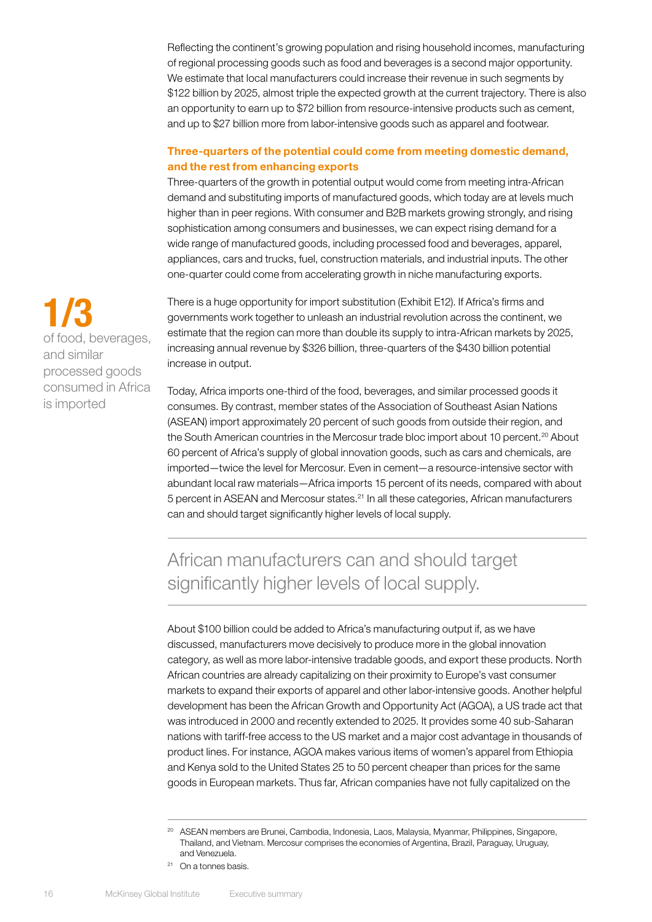Reflecting the continent's growing population and rising household incomes, manufacturing of regional processing goods such as food and beverages is a second major opportunity. We estimate that local manufacturers could increase their revenue in such segments by $122 billion by 2025, almost triple the expected growth at the current trajectory. There is also an opportunity to earn up to $72 billion from resource-intensive products such as cement, and up to $27 billion more from labor-intensive goods such as apparel and footwear.

### Three-quarters of the potential could come from meeting domestic demand, and the rest from enhancing exports

Three-quarters of the growth in potential output would come from meeting intra-African demand and substituting imports of manufactured goods, which today are at levels much higher than in peer regions. With consumer and B2B markets growing strongly, and rising sophistication among consumers and businesses, we can expect rising demand for a wide range of manufactured goods, including processed food and beverages, apparel, appliances, cars and trucks, fuel, construction materials, and industrial inputs. The other one-quarter could come from accelerating growth in niche manufacturing exports.

**1/3**
of food, beverages, and similar processed goods consumed in Africa is imported

There is a huge opportunity for import substitution (Exhibit E12). If Africa's firms and governments work together to unleash an industrial revolution across the continent, we estimate that the region can more than double its supply to intra-African markets by 2025, increasing annual revenue by $326 billion, three-quarters of the $430 billion potential increase in output.

Today, Africa imports one-third of the food, beverages, and similar processed goods it consumes. By contrast, member states of the Association of Southeast Asian Nations (ASEAN) import approximately 20 percent of such goods from outside their region, and the South American countries in the Mercosur trade bloc import about 10 percent.[20] About 60 percent of Africa's supply of global innovation goods, such as cars and chemicals, are imported—twice the level for Mercosur. Even in cement—a resource-intensive sector with abundant local raw materials—Africa imports 15 percent of its needs, compared with about 5 percent in ASEAN and Mercosur states.[21] In all these categories, African manufacturers can and should target significantly higher levels of local supply.

> African manufacturers can and should target significantly higher levels of local supply.

About $100 billion could be added to Africa's manufacturing output if, as we have discussed, manufacturers move decisively to produce more in the global innovation category, as well as more labor-intensive tradable goods, and export these products. North African countries are already capitalizing on their proximity to Europe's vast consumer markets to expand their exports of apparel and other labor-intensive goods. Another helpful development has been the African Growth and Opportunity Act (AGOA), a US trade act that was introduced in 2000 and recently extended to 2025. It provides some 40 sub-Saharan nations with tariff-free access to the US market and a major cost advantage in thousands of product lines. For instance, AGOA makes various items of women's apparel from Ethiopia and Kenya sold to the United States 25 to 50 percent cheaper than prices for the same goods in European markets. Thus far, African companies have not fully capitalized on the

---

[20] ASEAN members are Brunei, Cambodia, Indonesia, Laos, Malaysia, Myanmar, Philippines, Singapore, Thailand, and Vietnam. Mercosur comprises the economies of Argentina, Brazil, Paraguay, Uruguay, and Venezuela.

[21] On a tonnes basis.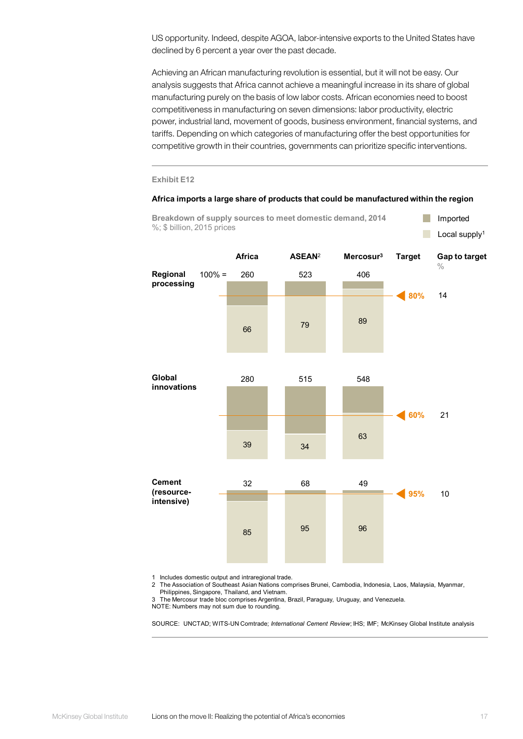US opportunity. Indeed, despite AGOA, labor-intensive exports to the United States have declined by 6 percent a year over the past decade.

Achieving an African manufacturing revolution is essential, but it will not be easy. Our analysis suggests that Africa cannot achieve a meaningful increase in its share of global manufacturing purely on the basis of low labor costs. African economies need to boost competitiveness in manufacturing on seven dimensions: labor productivity, electric power, industrial land, movement of goods, business environment, financial systems, and tariffs. Depending on which categories of manufacturing offer the best opportunities for competitive growth in their countries, governments can prioritize specific interventions.

**Exhibit E12**

**Africa imports a large share of products that could be manufactured within the region**

**Breakdown of supply sources to meet domestic demand, 2014**
%; $ billion, 2015 prices

Legend: Imported; Local supply[1]

| | | Africa | ASEAN[2] | Mercosur[3] | Target | Gap to target % |
|---|---|---|---|---|---|---|
| **Regional processing** | 100% = | 260 | 523 | 406 | | |
| | Local supply | 66 | 79 | 89 | 80% | 14 |
| **Global innovations** | 100% = | 280 | 515 | 548 | | |
| | Local supply | 39 | 34 | 63 | 60% | 21 |
| **Cement (resource-intensive)** | 100% = | 32 | 68 | 49 | | |
| | Local supply | 85 | 95 | 96 | 95% | 10 |

1 Includes domestic output and intraregional trade.
2 The Association of Southeast Asian Nations comprises Brunei, Cambodia, Indonesia, Laos, Malaysia, Myanmar, Philippines, Singapore, Thailand, and Vietnam.
3 The Mercosur trade bloc comprises Argentina, Brazil, Paraguay, Uruguay, and Venezuela.
NOTE: Numbers may not sum due to rounding.

SOURCE: UNCTAD; WITS-UN Comtrade; *International Cement Review*; IHS; IMF; McKinsey Global Institute analysis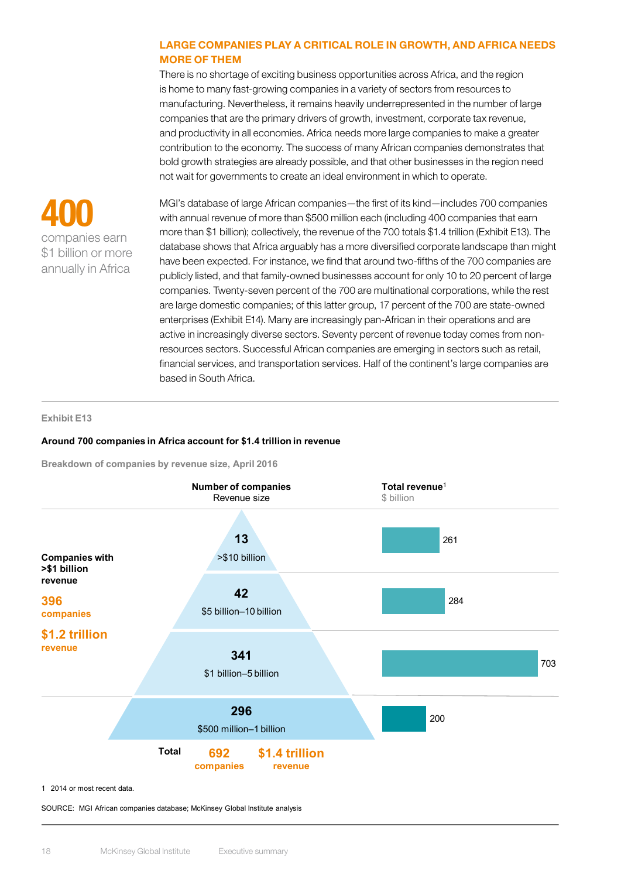## LARGE COMPANIES PLAY A CRITICAL ROLE IN GROWTH, AND AFRICA NEEDS MORE OF THEM

There is no shortage of exciting business opportunities across Africa, and the region is home to many fast-growing companies in a variety of sectors from resources to manufacturing. Nevertheless, it remains heavily underrepresented in the number of large companies that are the primary drivers of growth, investment, corporate tax revenue, and productivity in all economies. Africa needs more large companies to make a greater contribution to the economy. The success of many African companies demonstrates that bold growth strategies are already possible, and that other businesses in the region need not wait for governments to create an ideal environment in which to operate.

**400**
companies earn $1 billion or more annually in Africa

MGI's database of large African companies—the first of its kind—includes 700 companies with annual revenue of more than $500 million each (including 400 companies that earn more than $1 billion); collectively, the revenue of the 700 totals $1.4 trillion (Exhibit E13). The database shows that Africa arguably has a more diversified corporate landscape than might have been expected. For instance, we find that around two-fifths of the 700 companies are publicly listed, and that family-owned businesses account for only 10 to 20 percent of large companies. Twenty-seven percent of the 700 are multinational corporations, while the rest are large domestic companies; of this latter group, 17 percent of the 700 are state-owned enterprises (Exhibit E14). Many are increasingly pan-African in their operations and are active in increasingly diverse sectors. Seventy percent of revenue today comes from non-resources sectors. Successful African companies are emerging in sectors such as retail, financial services, and transportation services. Half of the continent's large companies are based in South Africa.

Exhibit E13

**Around 700 companies in Africa account for $1.4 trillion in revenue**

Breakdown of companies by revenue size, April 2016

| | Number of companies | Revenue size | Total revenue[1] ($ billion) |
|---|---|---|---|
| Companies with >$1 billion revenue: 396 companies, $1.2 trillion revenue | 13 | >$10 billion | 261 |
| | 42 | $5 billion–10 billion | 284 |
| | 341 | $1 billion–5 billion | 703 |
| | 296 | $500 million–1 billion | 200 |
| **Total** | 692 companies | | $1.4 trillion revenue |

1 2014 or most recent data.

SOURCE: MGI African companies database; McKinsey Global Institute analysis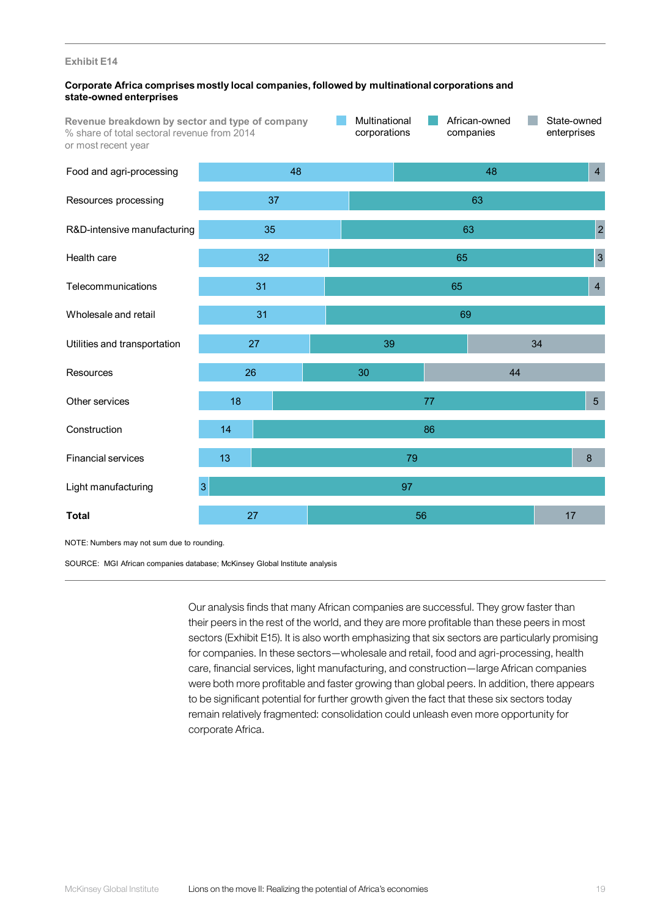Exhibit E14

**Corporate Africa comprises mostly local companies, followed by multinational corporations and state-owned enterprises**

**Revenue breakdown by sector and type of company**
% share of total sectoral revenue from 2014 or most recent year

| Sector | Multinational corporations | African-owned companies | State-owned enterprises |
|---|---|---|---|
| Food and agri-processing | 48 | 48 | 4 |
| Resources processing | 37 | 63 | |
| R&D-intensive manufacturing | 35 | 63 | 2 |
| Health care | 32 | 65 | 3 |
| Telecommunications | 31 | 65 | 4 |
| Wholesale and retail | 31 | 69 | |
| Utilities and transportation | 27 | 39 | 34 |
| Resources | 26 | 30 | 44 |
| Other services | 18 | 77 | 5 |
| Construction | 14 | 86 | |
| Financial services | 13 | 79 | 8 |
| Light manufacturing | 3 | 97 | |
| **Total** | 27 | 56 | 17 |

NOTE: Numbers may not sum due to rounding.

SOURCE: MGI African companies database; McKinsey Global Institute analysis

Our analysis finds that many African companies are successful. They grow faster than their peers in the rest of the world, and they are more profitable than these peers in most sectors (Exhibit E15). It is also worth emphasizing that six sectors are particularly promising for companies. In these sectors—wholesale and retail, food and agri-processing, health care, financial services, light manufacturing, and construction—large African companies were both more profitable and faster growing than global peers. In addition, there appears to be significant potential for further growth given the fact that these six sectors today remain relatively fragmented: consolidation could unleash even more opportunity for corporate Africa.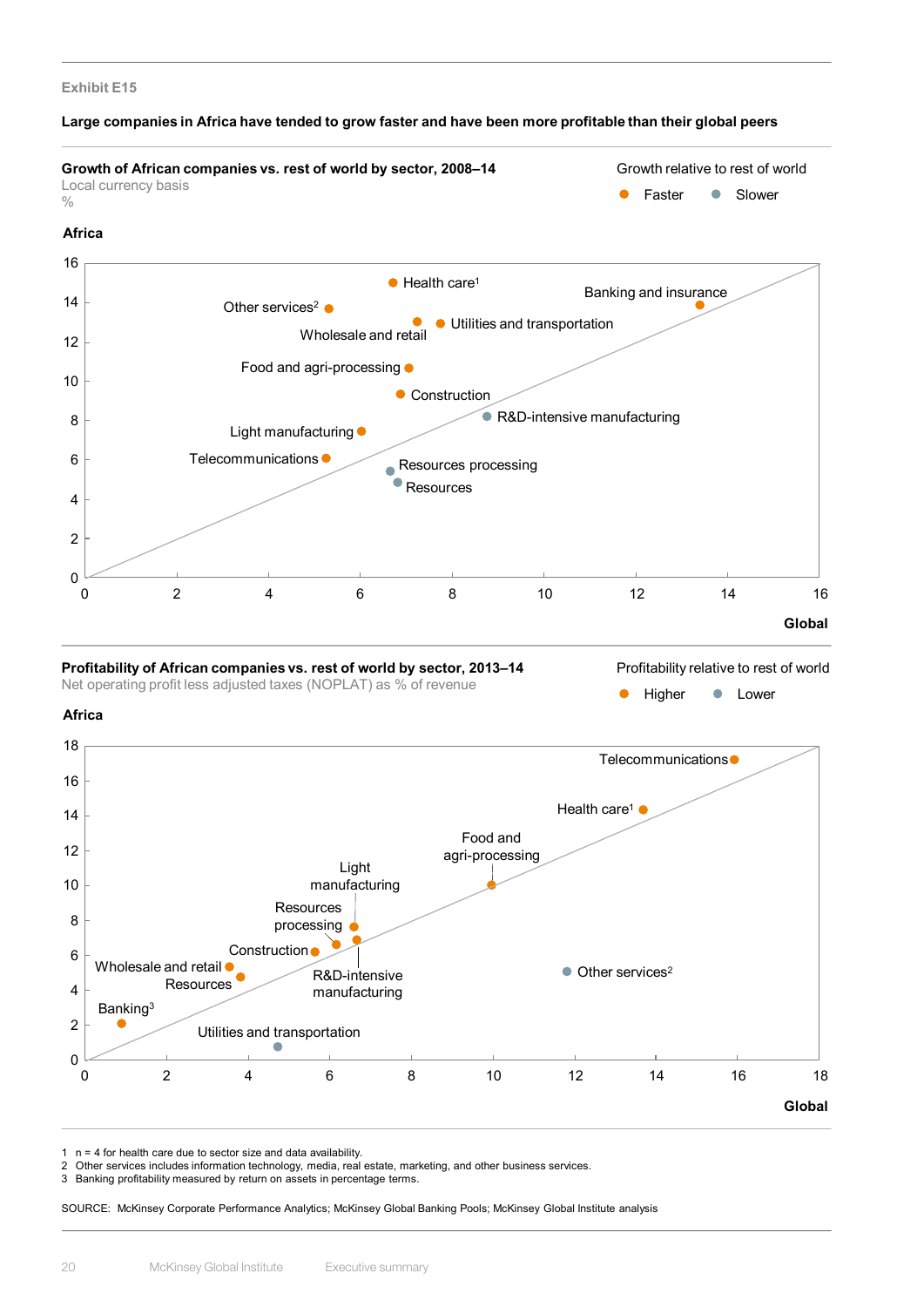Exhibit E15

**Large companies in Africa have tended to grow faster and have been more profitable than their global peers**

**Growth of African companies vs. rest of world by sector, 2008–14**
Local currency basis
%

Growth relative to rest of world: Faster / Slower

Africa

| Sector | Global | Africa | Growth relative to rest of world |
|---|---|---|---|
| Health care[1] | | | Faster |
| Banking and insurance | | | Faster |
| Other services[2] | | | Faster |
| Wholesale and retail | | | Faster |
| Utilities and transportation | | | Faster |
| Food and agri-processing | | | Faster |
| Construction | | | Faster |
| R&D-intensive manufacturing | | | Slower |
| Light manufacturing | | | Faster |
| Telecommunications | | | Faster |
| Resources processing | | | Slower |
| Resources | | | Slower |

Global

**Profitability of African companies vs. rest of world by sector, 2013–14**
Net operating profit less adjusted taxes (NOPLAT) as % of revenue

Profitability relative to rest of world: Higher / Lower

Africa

| Sector | Global | Africa | Profitability relative to rest of world |
|---|---|---|---|
| Telecommunications | | | Higher |
| Health care[1] | | | Higher |
| Food and agri-processing | | | Higher |
| Light manufacturing | | | Higher |
| Resources processing | | | Higher |
| Construction | | | Higher |
| R&D-intensive manufacturing | | | Higher |
| Wholesale and retail | | | Higher |
| Resources | | | Higher |
| Other services[2] | | | Lower |
| Banking[3] | | | Higher |
| Utilities and transportation | | | Lower |

Global

1 n = 4 for health care due to sector size and data availability.
2 Other services includes information technology, media, real estate, marketing, and other business services.
3 Banking profitability measured by return on assets in percentage terms.

SOURCE: McKinsey Corporate Performance Analytics; McKinsey Global Banking Pools; McKinsey Global Institute analysis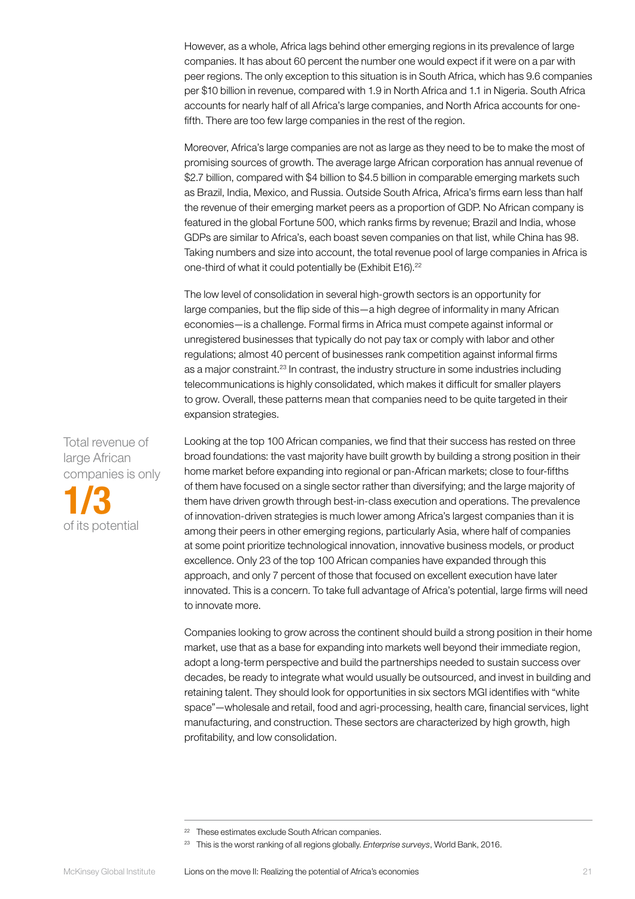However, as a whole, Africa lags behind other emerging regions in its prevalence of large companies. It has about 60 percent the number one would expect if it were on a par with peer regions. The only exception to this situation is in South Africa, which has 9.6 companies per $10 billion in revenue, compared with 1.9 in North Africa and 1.1 in Nigeria. South Africa accounts for nearly half of all Africa's large companies, and North Africa accounts for one-fifth. There are too few large companies in the rest of the region.

Moreover, Africa's large companies are not as large as they need to be to make the most of promising sources of growth. The average large African corporation has annual revenue of $2.7 billion, compared with $4 billion to $4.5 billion in comparable emerging markets such as Brazil, India, Mexico, and Russia. Outside South Africa, Africa's firms earn less than half the revenue of their emerging market peers as a proportion of GDP. No African company is featured in the global Fortune 500, which ranks firms by revenue; Brazil and India, whose GDPs are similar to Africa's, each boast seven companies on that list, while China has 98. Taking numbers and size into account, the total revenue pool of large companies in Africa is one-third of what it could potentially be (Exhibit E16).[22]

The low level of consolidation in several high-growth sectors is an opportunity for large companies, but the flip side of this—a high degree of informality in many African economies—is a challenge. Formal firms in Africa must compete against informal or unregistered businesses that typically do not pay tax or comply with labor and other regulations; almost 40 percent of businesses rank competition against informal firms as a major constraint.[23] In contrast, the industry structure in some industries including telecommunications is highly consolidated, which makes it difficult for smaller players to grow. Overall, these patterns mean that companies need to be quite targeted in their expansion strategies.

Total revenue of large African companies is only **1/3** of its potential

Looking at the top 100 African companies, we find that their success has rested on three broad foundations: the vast majority have built growth by building a strong position in their home market before expanding into regional or pan-African markets; close to four-fifths of them have focused on a single sector rather than diversifying; and the large majority of them have driven growth through best-in-class execution and operations. The prevalence of innovation-driven strategies is much lower among Africa's largest companies than it is among their peers in other emerging regions, particularly Asia, where half of companies at some point prioritize technological innovation, innovative business models, or product excellence. Only 23 of the top 100 African companies have expanded through this approach, and only 7 percent of those that focused on excellent execution have later innovated. This is a concern. To take full advantage of Africa's potential, large firms will need to innovate more.

Companies looking to grow across the continent should build a strong position in their home market, use that as a base for expanding into markets well beyond their immediate region, adopt a long-term perspective and build the partnerships needed to sustain success over decades, be ready to integrate what would usually be outsourced, and invest in building and retaining talent. They should look for opportunities in six sectors MGI identifies with "white space"—wholesale and retail, food and agri-processing, health care, financial services, light manufacturing, and construction. These sectors are characterized by high growth, high profitability, and low consolidation.

---

[22] These estimates exclude South African companies.

[23] This is the worst ranking of all regions globally. *Enterprise surveys*, World Bank, 2016.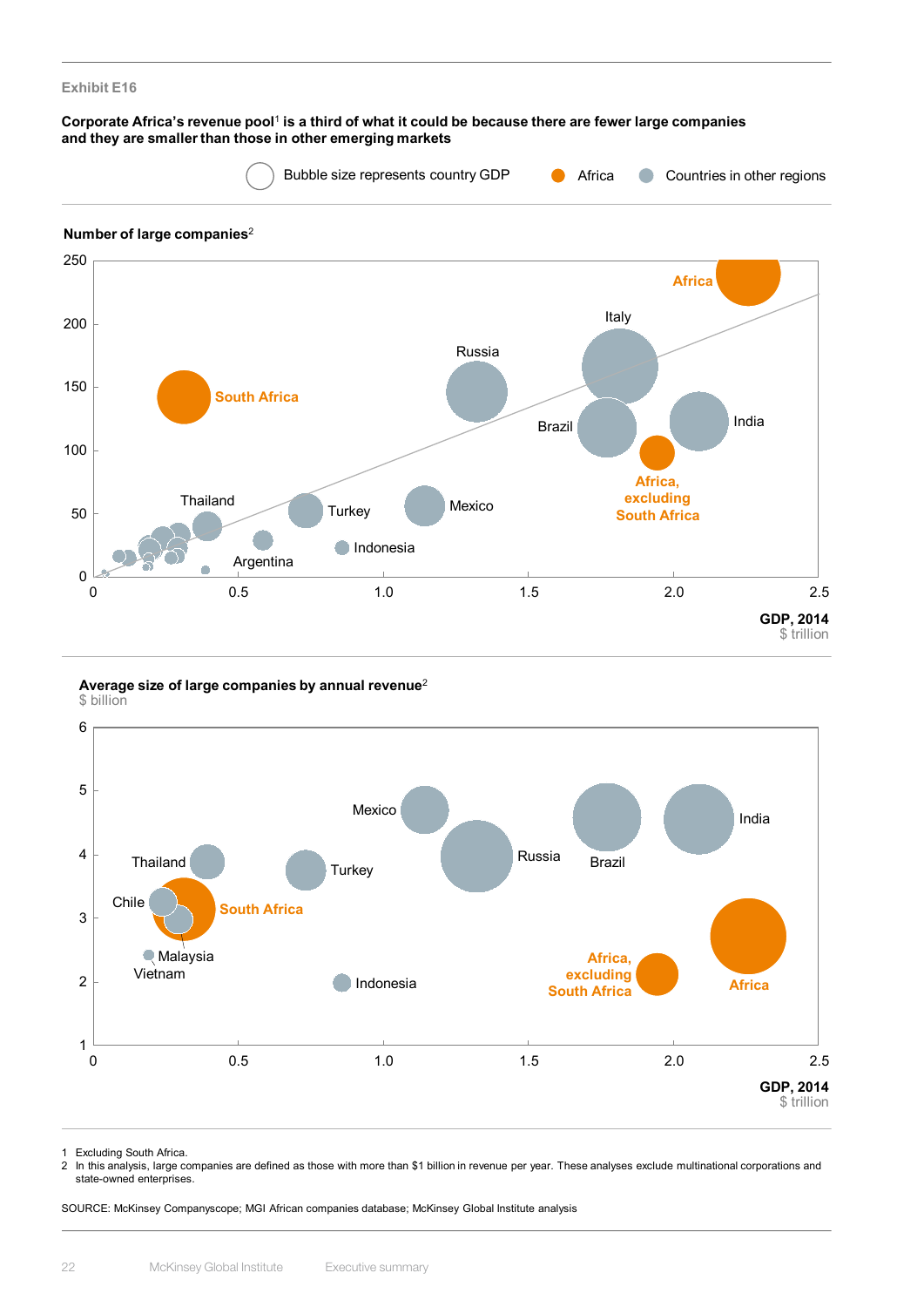Exhibit E16

**Corporate Africa's revenue pool[1] is a third of what it could be because there are fewer large companies and they are smaller than those in other emerging markets**

Bubble size represents country GDP | Africa | Countries in other regions

**Number of large companies[2]**

250
200
150
100
50
0

Africa
Italy
Russia
South Africa
Brazil
India
Africa, excluding South Africa
Thailand
Turkey
Mexico
Indonesia
Argentina

0 | 0.5 | 1.0 | 1.5 | 2.0 | 2.5

**GDP, 2014**
$ trillion

**Average size of large companies by annual revenue[2]**
$ billion

6
5
4
3
2
1

Mexico
India
Thailand
Russia
Brazil
Turkey
Chile
South Africa
Malaysia
Vietnam
Africa, excluding South Africa
Indonesia
Africa

0 | 0.5 | 1.0 | 1.5 | 2.0 | 2.5

**GDP, 2014**
$ trillion

1 Excluding South Africa.
2 In this analysis, large companies are defined as those with more than $1 billion in revenue per year. These analyses exclude multinational corporations and state-owned enterprises.

SOURCE: McKinsey Companyscope; MGI African companies database; McKinsey Global Institute analysis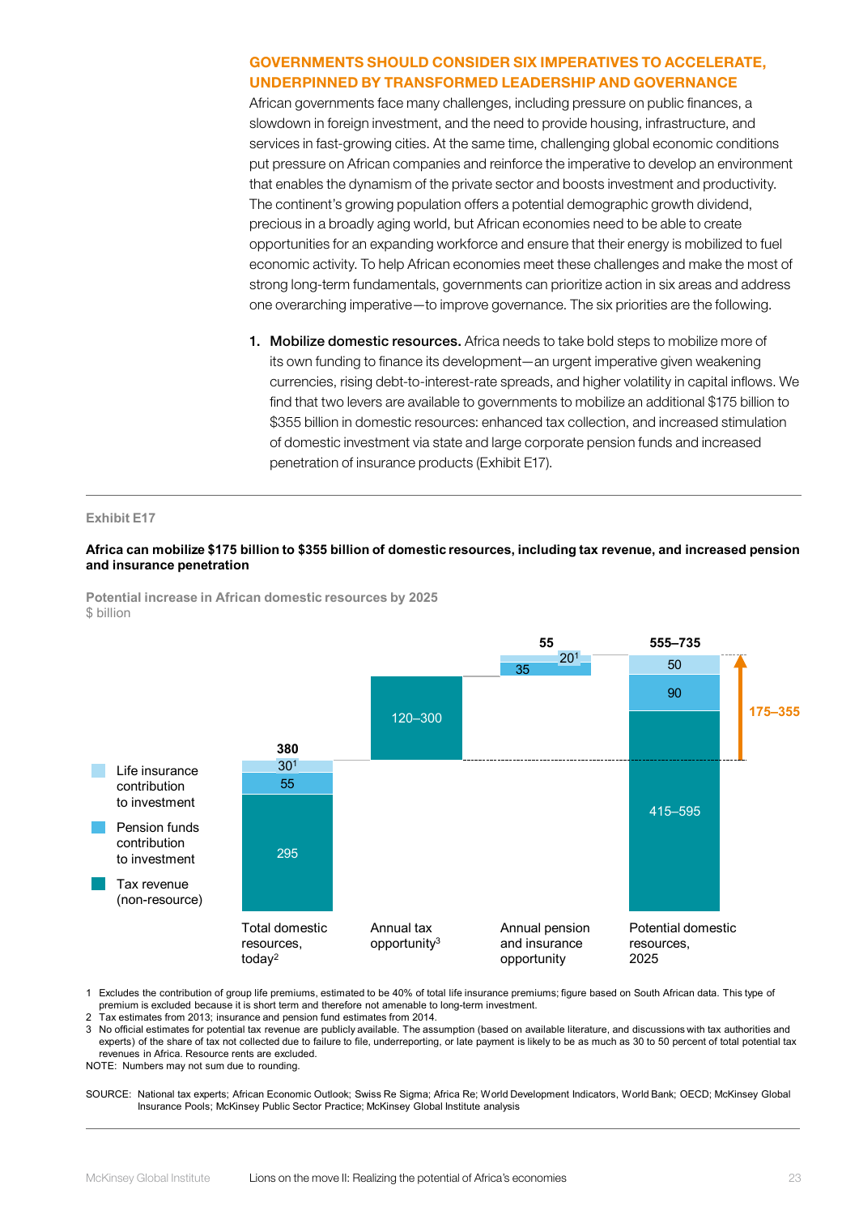## GOVERNMENTS SHOULD CONSIDER SIX IMPERATIVES TO ACCELERATE, UNDERPINNED BY TRANSFORMED LEADERSHIP AND GOVERNANCE

African governments face many challenges, including pressure on public finances, a slowdown in foreign investment, and the need to provide housing, infrastructure, and services in fast-growing cities. At the same time, challenging global economic conditions put pressure on African companies and reinforce the imperative to develop an environment that enables the dynamism of the private sector and boosts investment and productivity. The continent's growing population offers a potential demographic growth dividend, precious in a broadly aging world, but African economies need to be able to create opportunities for an expanding workforce and ensure that their energy is mobilized to fuel economic activity. To help African economies meet these challenges and make the most of strong long-term fundamentals, governments can prioritize action in six areas and address one overarching imperative—to improve governance. The six priorities are the following.

1. **Mobilize domestic resources.** Africa needs to take bold steps to mobilize more of its own funding to finance its development—an urgent imperative given weakening currencies, rising debt-to-interest-rate spreads, and higher volatility in capital inflows. We find that two levers are available to governments to mobilize an additional $175 billion to $355 billion in domestic resources: enhanced tax collection, and increased stimulation of domestic investment via state and large corporate pension funds and increased penetration of insurance products (Exhibit E17).

---

Exhibit E17

**Africa can mobilize $175 billion to $355 billion of domestic resources, including tax revenue, and increased pension and insurance penetration**

**Potential increase in African domestic resources by 2025**
$ billion

| | Total domestic resources, today[2] | Annual tax opportunity[3] | Annual pension and insurance opportunity | Potential domestic resources, 2025 |
|---|---|---|---|---|
| Life insurance contribution to investment | 30[1] | | 20[1] | 50 |
| Pension funds contribution to investment | 55 | | 35 | 90 |
| Tax revenue (non-resource) | 295 | 120–300 | | 415–595 |
| Total | 380 | | 55 | 555–735 |

Increase: 175–355

1 Excludes the contribution of group life premiums, estimated to be 40% of total life insurance premiums; figure based on South African data. This type of premium is excluded because it is short term and therefore not amenable to long-term investment.
2 Tax estimates from 2013; insurance and pension fund estimates from 2014.
3 No official estimates for potential tax revenue are publicly available. The assumption (based on available literature, and discussions with tax authorities and experts) of the share of tax not collected due to failure to file, underreporting, or late payment is likely to be as much as 30 to 50 percent of total potential tax revenues in Africa. Resource rents are excluded.
NOTE: Numbers may not sum due to rounding.

SOURCE: National tax experts; African Economic Outlook; Swiss Re Sigma; Africa Re; World Development Indicators, World Bank; OECD; McKinsey Global Insurance Pools; McKinsey Public Sector Practice; McKinsey Global Institute analysis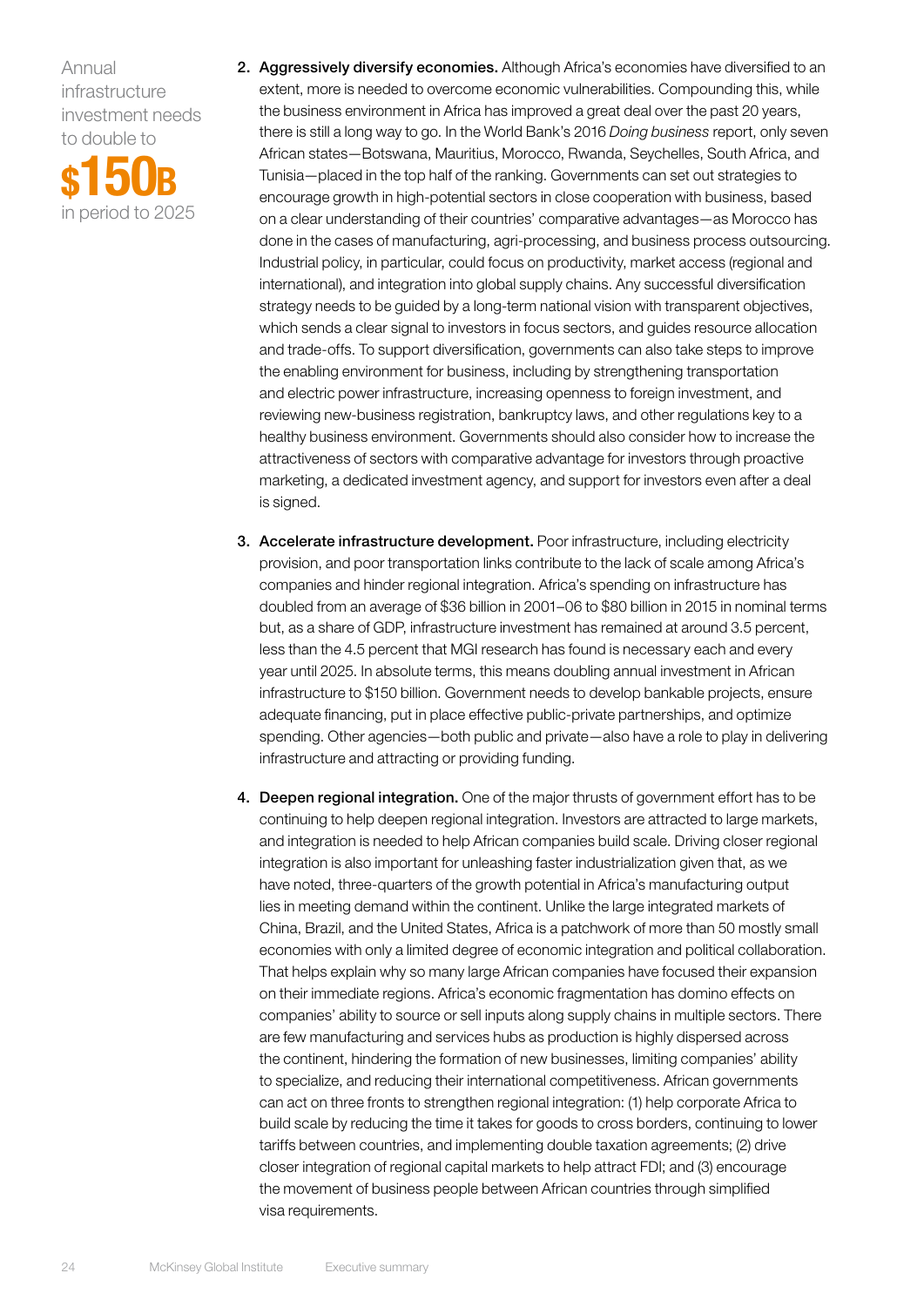Annual infrastructure investment needs to double to

**$150B**

in period to 2025

2. **Aggressively diversify economies.** Although Africa's economies have diversified to an extent, more is needed to overcome economic vulnerabilities. Compounding this, while the business environment in Africa has improved a great deal over the past 20 years, there is still a long way to go. In the World Bank's 2016 *Doing business* report, only seven African states—Botswana, Mauritius, Morocco, Rwanda, Seychelles, South Africa, and Tunisia—placed in the top half of the ranking. Governments can set out strategies to encourage growth in high-potential sectors in close cooperation with business, based on a clear understanding of their countries' comparative advantages—as Morocco has done in the cases of manufacturing, agri-processing, and business process outsourcing. Industrial policy, in particular, could focus on productivity, market access (regional and international), and integration into global supply chains. Any successful diversification strategy needs to be guided by a long-term national vision with transparent objectives, which sends a clear signal to investors in focus sectors, and guides resource allocation and trade-offs. To support diversification, governments can also take steps to improve the enabling environment for business, including by strengthening transportation and electric power infrastructure, increasing openness to foreign investment, and reviewing new-business registration, bankruptcy laws, and other regulations key to a healthy business environment. Governments should also consider how to increase the attractiveness of sectors with comparative advantage for investors through proactive marketing, a dedicated investment agency, and support for investors even after a deal is signed.

3. **Accelerate infrastructure development.** Poor infrastructure, including electricity provision, and poor transportation links contribute to the lack of scale among Africa's companies and hinder regional integration. Africa's spending on infrastructure has doubled from an average of $36 billion in 2001–06 to $80 billion in 2015 in nominal terms but, as a share of GDP, infrastructure investment has remained at around 3.5 percent, less than the 4.5 percent that MGI research has found is necessary each and every year until 2025. In absolute terms, this means doubling annual investment in African infrastructure to $150 billion. Government needs to develop bankable projects, ensure adequate financing, put in place effective public-private partnerships, and optimize spending. Other agencies—both public and private—also have a role to play in delivering infrastructure and attracting or providing funding.

4. **Deepen regional integration.** One of the major thrusts of government effort has to be continuing to help deepen regional integration. Investors are attracted to large markets, and integration is needed to help African companies build scale. Driving closer regional integration is also important for unleashing faster industrialization given that, as we have noted, three-quarters of the growth potential in Africa's manufacturing output lies in meeting demand within the continent. Unlike the large integrated markets of China, Brazil, and the United States, Africa is a patchwork of more than 50 mostly small economies with only a limited degree of economic integration and political collaboration. That helps explain why so many large African companies have focused their expansion on their immediate regions. Africa's economic fragmentation has domino effects on companies' ability to source or sell inputs along supply chains in multiple sectors. There are few manufacturing and services hubs as production is highly dispersed across the continent, hindering the formation of new businesses, limiting companies' ability to specialize, and reducing their international competitiveness. African governments can act on three fronts to strengthen regional integration: (1) help corporate Africa to build scale by reducing the time it takes for goods to cross borders, continuing to lower tariffs between countries, and implementing double taxation agreements; (2) drive closer integration of regional capital markets to help attract FDI; and (3) encourage the movement of business people between African countries through simplified visa requirements.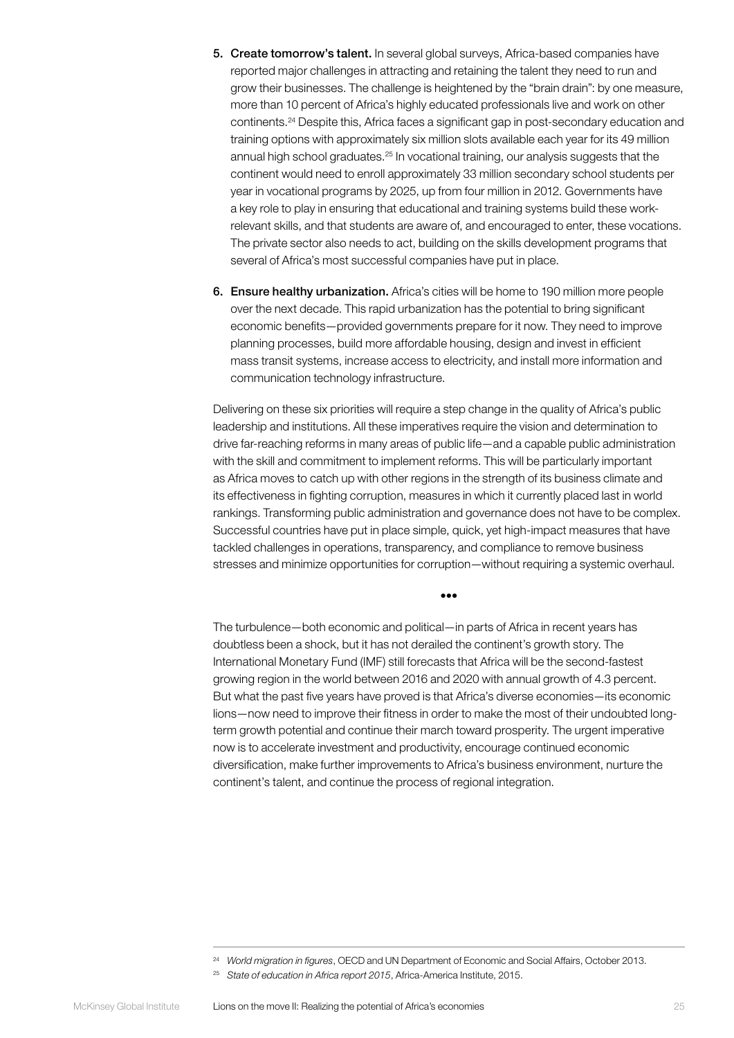5. **Create tomorrow's talent.** In several global surveys, Africa-based companies have reported major challenges in attracting and retaining the talent they need to run and grow their businesses. The challenge is heightened by the "brain drain": by one measure, more than 10 percent of Africa's highly educated professionals live and work on other continents.[24] Despite this, Africa faces a significant gap in post-secondary education and training options with approximately six million slots available each year for its 49 million annual high school graduates.[25] In vocational training, our analysis suggests that the continent would need to enroll approximately 33 million secondary school students per year in vocational programs by 2025, up from four million in 2012. Governments have a key role to play in ensuring that educational and training systems build these work-relevant skills, and that students are aware of, and encouraged to enter, these vocations. The private sector also needs to act, building on the skills development programs that several of Africa's most successful companies have put in place.

6. **Ensure healthy urbanization.** Africa's cities will be home to 190 million more people over the next decade. This rapid urbanization has the potential to bring significant economic benefits—provided governments prepare for it now. They need to improve planning processes, build more affordable housing, design and invest in efficient mass transit systems, increase access to electricity, and install more information and communication technology infrastructure.

Delivering on these six priorities will require a step change in the quality of Africa's public leadership and institutions. All these imperatives require the vision and determination to drive far-reaching reforms in many areas of public life—and a capable public administration with the skill and commitment to implement reforms. This will be particularly important as Africa moves to catch up with other regions in the strength of its business climate and its effectiveness in fighting corruption, measures in which it currently placed last in world rankings. Transforming public administration and governance does not have to be complex. Successful countries have put in place simple, quick, yet high-impact measures that have tackled challenges in operations, transparency, and compliance to remove business stresses and minimize opportunities for corruption—without requiring a systemic overhaul.

•••

The turbulence—both economic and political—in parts of Africa in recent years has doubtless been a shock, but it has not derailed the continent's growth story. The International Monetary Fund (IMF) still forecasts that Africa will be the second-fastest growing region in the world between 2016 and 2020 with annual growth of 4.3 percent. But what the past five years have proved is that Africa's diverse economies—its economic lions—now need to improve their fitness in order to make the most of their undoubted long-term growth potential and continue their march toward prosperity. The urgent imperative now is to accelerate investment and productivity, encourage continued economic diversification, make further improvements to Africa's business environment, nurture the continent's talent, and continue the process of regional integration.

---

[24] *World migration in figures*, OECD and UN Department of Economic and Social Affairs, October 2013.

[25] *State of education in Africa report 2015*, Africa-America Institute, 2015.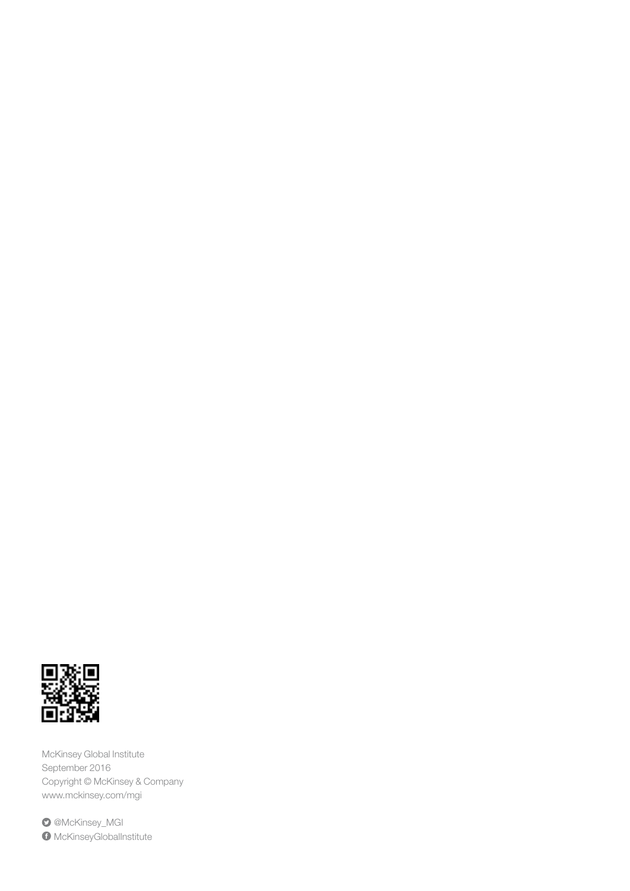McKinsey Global Institute
September 2016
Copyright © McKinsey & Company
www.mckinsey.com/mgi

@McKinsey_MGI
McKinseyGlobalInstitute